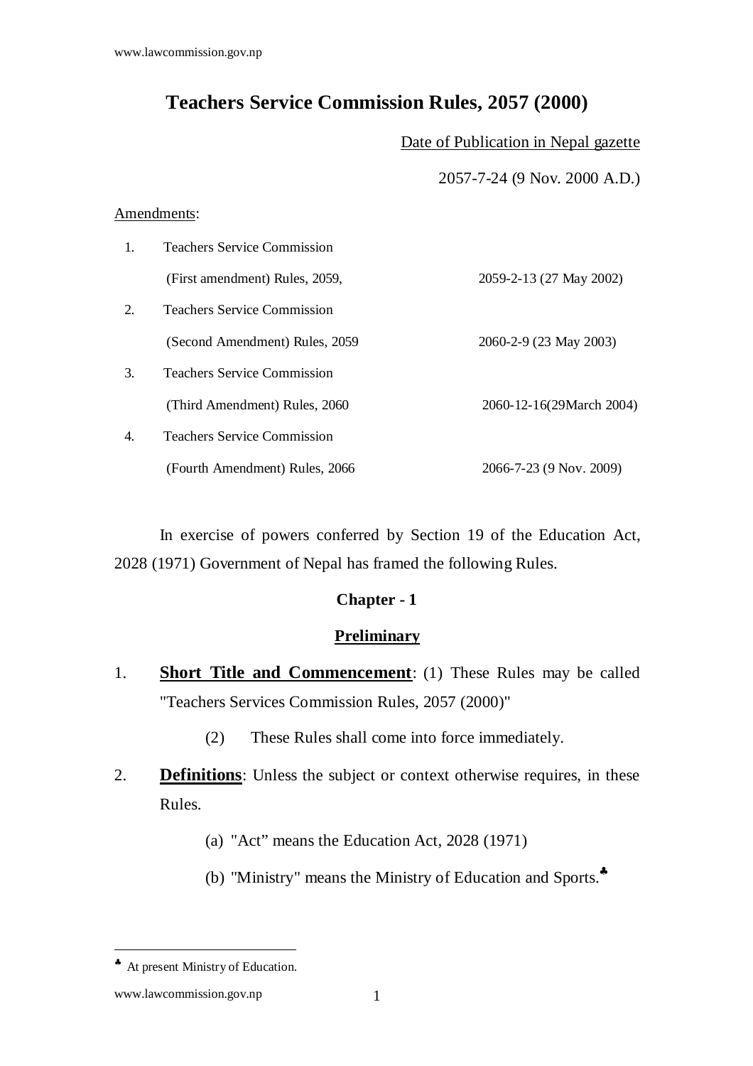# Teachers Service Commission Rules, 2057 (2000)

Date of Publication in Nepal gazette

2057-7-24 (9 Nov. 2000 A.D.)

Amendments:

| | | |
|---|---|---|
| 1. | Teachers Service Commission (First amendment) Rules, 2059, | 2059-2-13 (27 May 2002) |
| 2. | Teachers Service Commission (Second Amendment) Rules, 2059 | 2060-2-9 (23 May 2003) |
| 3. | Teachers Service Commission (Third Amendment) Rules, 2060 | 2060-12-16(29March 2004) |
| 4. | Teachers Service Commission (Fourth Amendment) Rules, 2066 | 2066-7-23 (9 Nov. 2009) |

In exercise of powers conferred by Section 19 of the Education Act, 2028 (1971) Government of Nepal has framed the following Rules.

## Chapter - 1

## Preliminary

1. **Short Title and Commencement**: (1) These Rules may be called "Teachers Services Commission Rules, 2057 (2000)"

   (2) These Rules shall come into force immediately.

2. **Definitions**: Unless the subject or context otherwise requires, in these Rules.

   (a) "Act" means the Education Act, 2028 (1971)

   (b) "Ministry" means the Ministry of Education and Sports.♣

---

♣ At present Ministry of Education.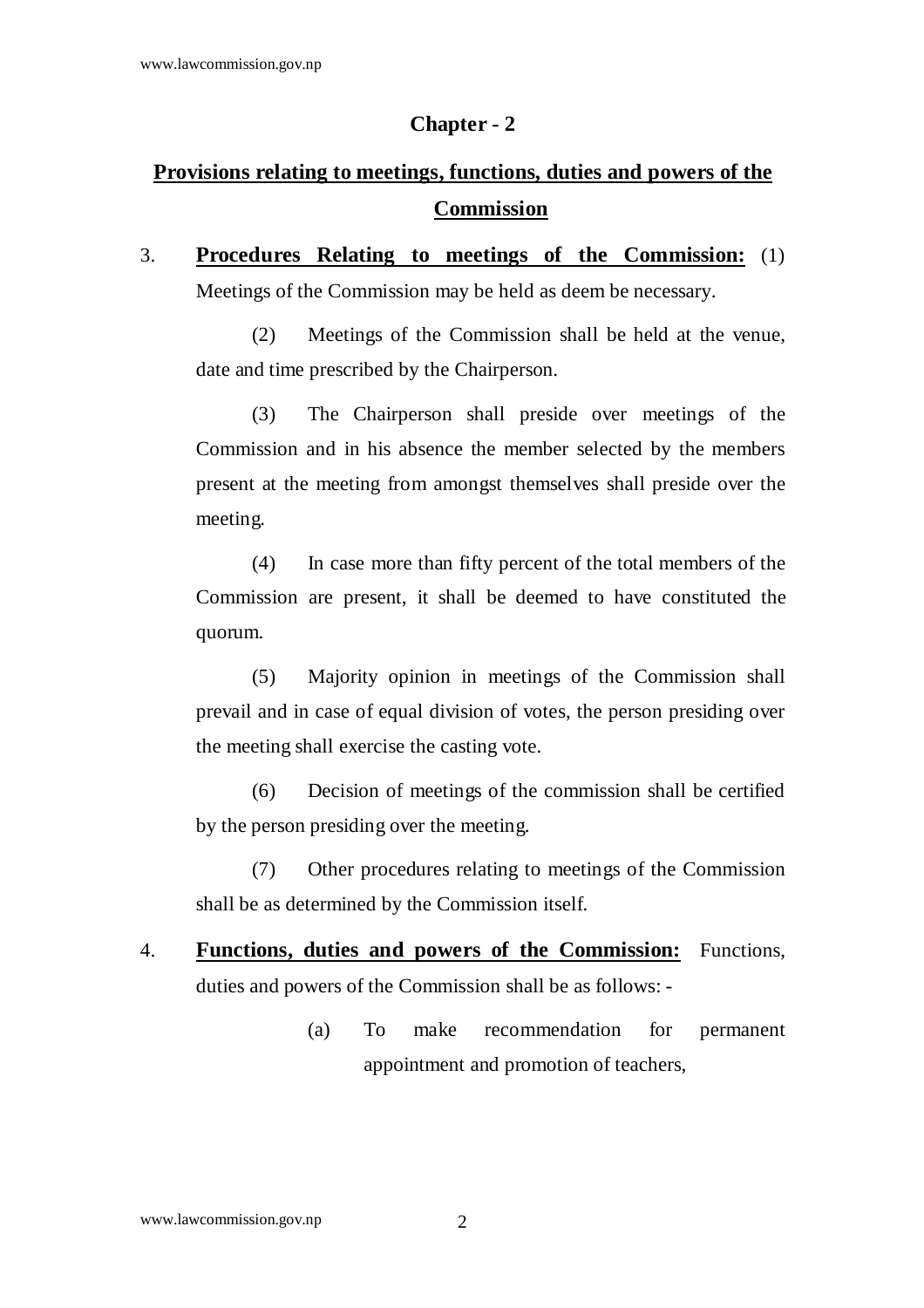## Chapter - 2

## Provisions relating to meetings, functions, duties and powers of the Commission

3. **Procedures Relating to meetings of the Commission:** (1) Meetings of the Commission may be held as deem be necessary.

   (2) Meetings of the Commission shall be held at the venue, date and time prescribed by the Chairperson.

   (3) The Chairperson shall preside over meetings of the Commission and in his absence the member selected by the members present at the meeting from amongst themselves shall preside over the meeting.

   (4) In case more than fifty percent of the total members of the Commission are present, it shall be deemed to have constituted the quorum.

   (5) Majority opinion in meetings of the Commission shall prevail and in case of equal division of votes, the person presiding over the meeting shall exercise the casting vote.

   (6) Decision of meetings of the commission shall be certified by the person presiding over the meeting.

   (7) Other procedures relating to meetings of the Commission shall be as determined by the Commission itself.

4. **Functions, duties and powers of the Commission:** Functions, duties and powers of the Commission shall be as follows: -

   (a) To make recommendation for permanent appointment and promotion of teachers,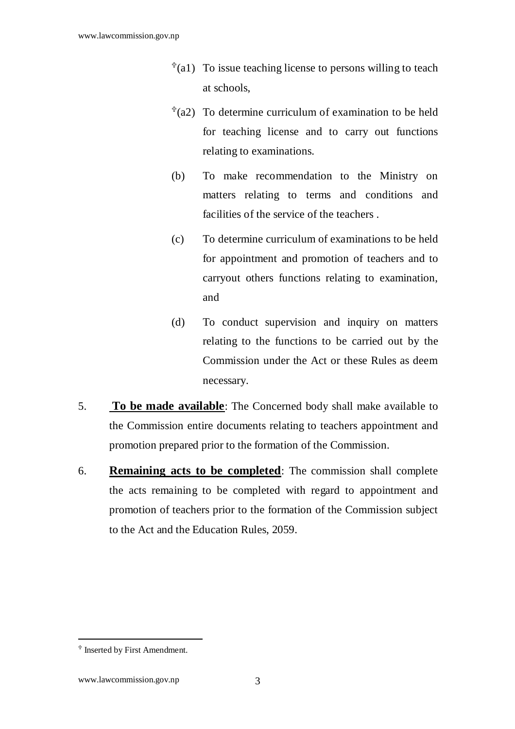[†](a1) To issue teaching license to persons willing to teach at schools,

[†](a2) To determine curriculum of examination to be held for teaching license and to carry out functions relating to examinations.

(b) To make recommendation to the Ministry on matters relating to terms and conditions and facilities of the service of the teachers .

(c) To determine curriculum of examinations to be held for appointment and promotion of teachers and to carryout others functions relating to examination, and

(d) To conduct supervision and inquiry on matters relating to the functions to be carried out by the Commission under the Act or these Rules as deem necessary.

5. **To be made available**: The Concerned body shall make available to the Commission entire documents relating to teachers appointment and promotion prepared prior to the formation of the Commission.

6. **Remaining acts to be completed**: The commission shall complete the acts remaining to be completed with regard to appointment and promotion of teachers prior to the formation of the Commission subject to the Act and the Education Rules, 2059.

---

[†] Inserted by First Amendment.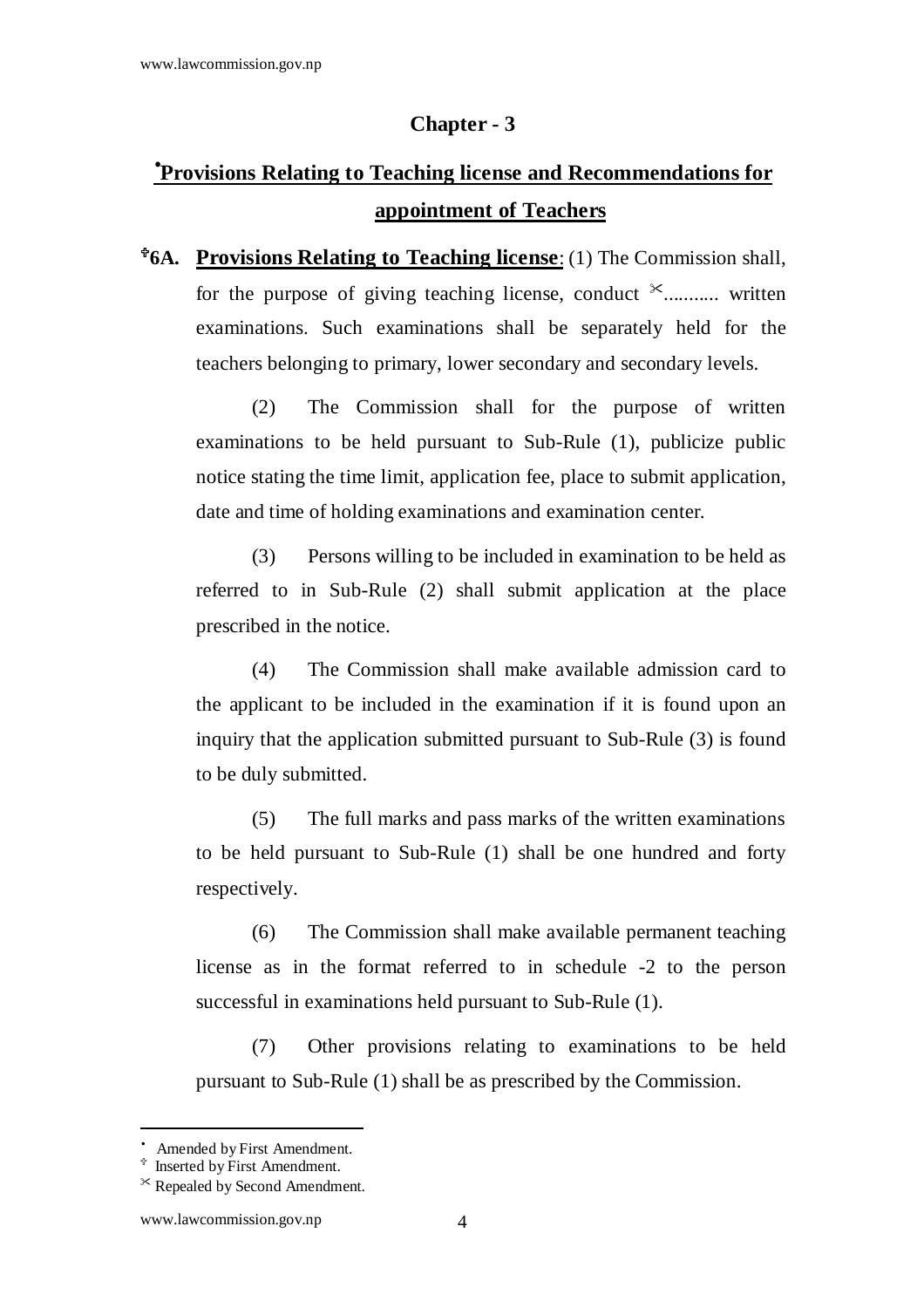## Chapter - 3

## •Provisions Relating to Teaching license and Recommendations for appointment of Teachers

✝**6A. Provisions Relating to Teaching license**: (1) The Commission shall, for the purpose of giving teaching license, conduct ✂.......... written examinations. Such examinations shall be separately held for the teachers belonging to primary, lower secondary and secondary levels.

(2) The Commission shall for the purpose of written examinations to be held pursuant to Sub-Rule (1), publicize public notice stating the time limit, application fee, place to submit application, date and time of holding examinations and examination center.

(3) Persons willing to be included in examination to be held as referred to in Sub-Rule (2) shall submit application at the place prescribed in the notice.

(4) The Commission shall make available admission card to the applicant to be included in the examination if it is found upon an inquiry that the application submitted pursuant to Sub-Rule (3) is found to be duly submitted.

(5) The full marks and pass marks of the written examinations to be held pursuant to Sub-Rule (1) shall be one hundred and forty respectively.

(6) The Commission shall make available permanent teaching license as in the format referred to in schedule -2 to the person successful in examinations held pursuant to Sub-Rule (1).

(7) Other provisions relating to examinations to be held pursuant to Sub-Rule (1) shall be as prescribed by the Commission.

---

• Amended by First Amendment.
✝ Inserted by First Amendment.
✂ Repealed by Second Amendment.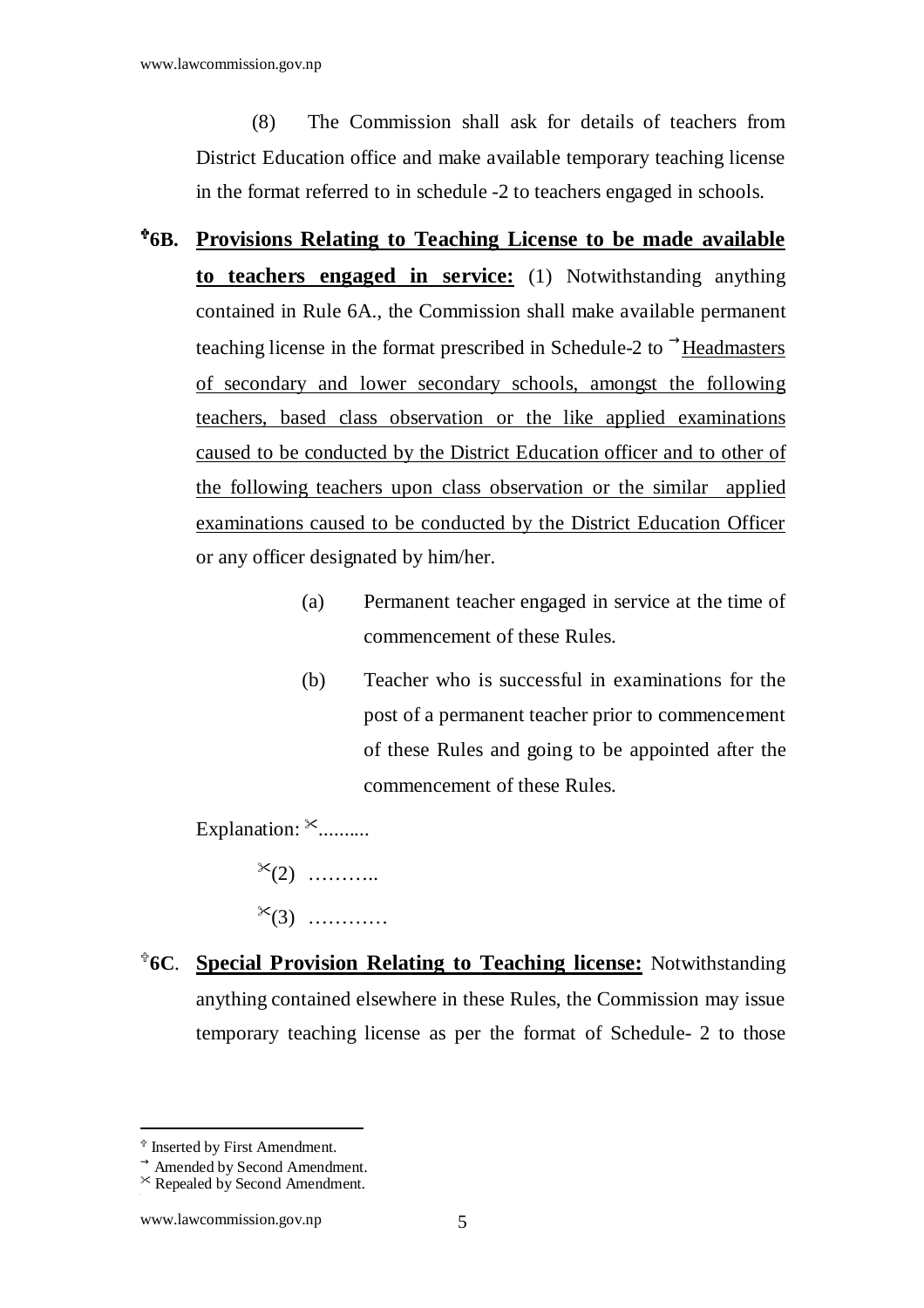(8) The Commission shall ask for details of teachers from District Education office and make available temporary teaching license in the format referred to in schedule -2 to teachers engaged in schools.

♰**6B. Provisions Relating to Teaching License to be made available to teachers engaged in service:** (1) Notwithstanding anything contained in Rule 6A., the Commission shall make available permanent teaching license in the format prescribed in Schedule-2 to →Headmasters of secondary and lower secondary schools, amongst the following teachers, based class observation or the like applied examinations caused to be conducted by the District Education officer and to other of the following teachers upon class observation or the similar applied examinations caused to be conducted by the District Education Officer or any officer designated by him/her.

(a) Permanent teacher engaged in service at the time of commencement of these Rules.

(b) Teacher who is successful in examinations for the post of a permanent teacher prior to commencement of these Rules and going to be appointed after the commencement of these Rules.

Explanation: ✂..........

✂(2) ………..

✂(3) …………

♰**6C. Special Provision Relating to Teaching license:** Notwithstanding anything contained elsewhere in these Rules, the Commission may issue temporary teaching license as per the format of Schedule- 2 to those

---

♰ Inserted by First Amendment.

→ Amended by Second Amendment.

✂ Repealed by Second Amendment.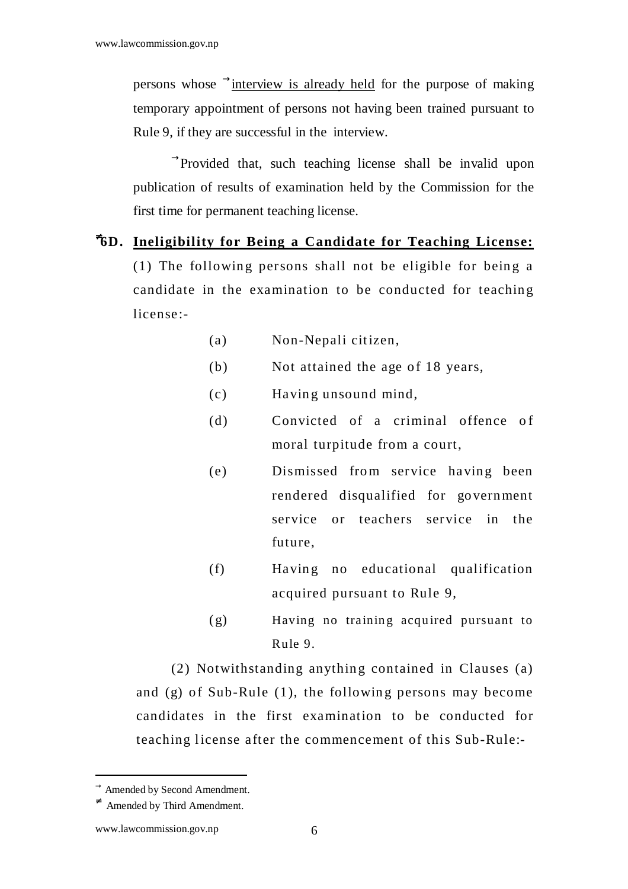persons whose → <u>interview is already held</u> for the purpose of making temporary appointment of persons not having been trained pursuant to Rule 9, if they are successful in the interview.

→Provided that, such teaching license shall be invalid upon publication of results of examination held by the Commission for the first time for permanent teaching license.

≠**6D. <u>Ineligibility for Being a Candidate for Teaching License:</u>** (1) The following persons shall not be eligible for being a candidate in the examination to be conducted for teaching license:-

(a) Non-Nepali citizen,

(b) Not attained the age of 18 years,

(c) Having unsound mind,

(d) Convicted of a criminal offence of moral turpitude from a court,

(e) Dismissed from service having been rendered disqualified for government service or teachers service in the future,

(f) Having no educational qualification acquired pursuant to Rule 9,

(g) Having no training acquired pursuant to Rule 9.

(2) Notwithstanding anything contained in Clauses (a) and (g) of Sub-Rule (1), the following persons may become candidates in the first examination to be conducted for teaching license after the commencement of this Sub-Rule:-

---

→ Amended by Second Amendment.

≠ Amended by Third Amendment.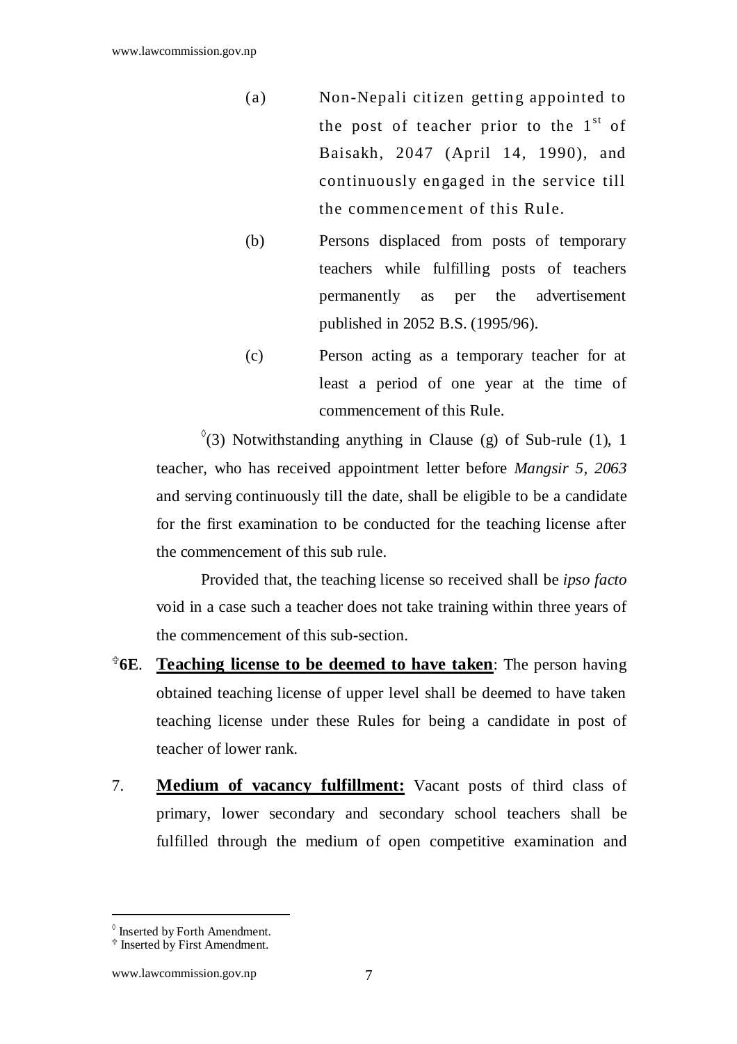(a) Non-Nepali citizen getting appointed to the post of teacher prior to the 1st of Baisakh, 2047 (April 14, 1990), and continuously engaged in the service till the commencement of this Rule.

(b) Persons displaced from posts of temporary teachers while fulfilling posts of teachers permanently as per the advertisement published in 2052 B.S. (1995/96).

(c) Person acting as a temporary teacher for at least a period of one year at the time of commencement of this Rule.

◊(3) Notwithstanding anything in Clause (g) of Sub-rule (1), 1 teacher, who has received appointment letter before *Mangsir 5, 2063* and serving continuously till the date, shall be eligible to be a candidate for the first examination to be conducted for the teaching license after the commencement of this sub rule.

Provided that, the teaching license so received shall be *ipso facto* void in a case such a teacher does not take training within three years of the commencement of this sub-section.

✝**6E**. **Teaching license to be deemed to have taken**: The person having obtained teaching license of upper level shall be deemed to have taken teaching license under these Rules for being a candidate in post of teacher of lower rank.

7. **Medium of vacancy fulfillment:** Vacant posts of third class of primary, lower secondary and secondary school teachers shall be fulfilled through the medium of open competitive examination and

---

◊ Inserted by Forth Amendment.

✝ Inserted by First Amendment.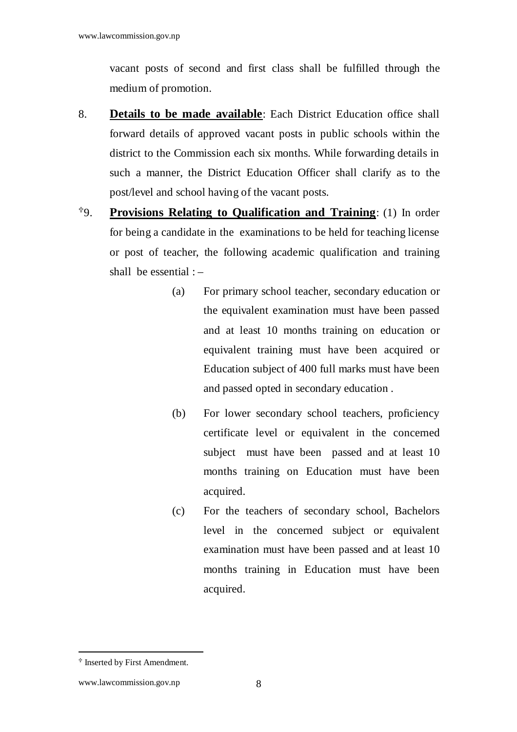vacant posts of second and first class shall be fulfilled through the medium of promotion.

8. **Details to be made available**: Each District Education office shall forward details of approved vacant posts in public schools within the district to the Commission each six months. While forwarding details in such a manner, the District Education Officer shall clarify as to the post/level and school having of the vacant posts.

[✝]9. **Provisions Relating to Qualification and Training**: (1) In order for being a candidate in the examinations to be held for teaching license or post of teacher, the following academic qualification and training shall be essential : –

(a) For primary school teacher, secondary education or the equivalent examination must have been passed and at least 10 months training on education or equivalent training must have been acquired or Education subject of 400 full marks must have been and passed opted in secondary education .

(b) For lower secondary school teachers, proficiency certificate level or equivalent in the concerned subject must have been passed and at least 10 months training on Education must have been acquired.

(c) For the teachers of secondary school, Bachelors level in the concerned subject or equivalent examination must have been passed and at least 10 months training in Education must have been acquired.

---

[✝] Inserted by First Amendment.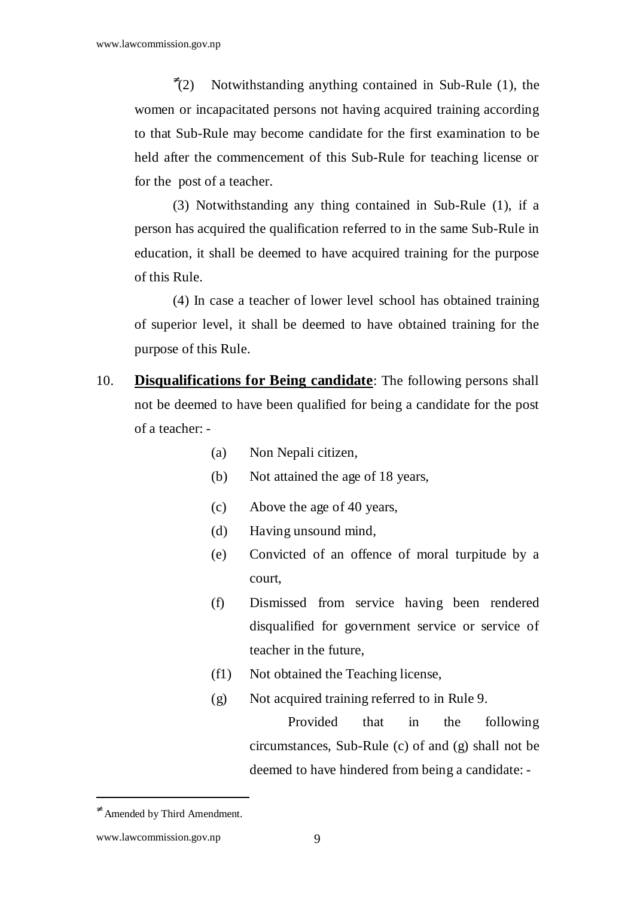≠(2) Notwithstanding anything contained in Sub-Rule (1), the women or incapacitated persons not having acquired training according to that Sub-Rule may become candidate for the first examination to be held after the commencement of this Sub-Rule for teaching license or for the post of a teacher.

(3) Notwithstanding any thing contained in Sub-Rule (1), if a person has acquired the qualification referred to in the same Sub-Rule in education, it shall be deemed to have acquired training for the purpose of this Rule.

(4) In case a teacher of lower level school has obtained training of superior level, it shall be deemed to have obtained training for the purpose of this Rule.

10. **Disqualifications for Being candidate**: The following persons shall not be deemed to have been qualified for being a candidate for the post of a teacher: -

(a) Non Nepali citizen,

(b) Not attained the age of 18 years,

(c) Above the age of 40 years,

(d) Having unsound mind,

(e) Convicted of an offence of moral turpitude by a court,

(f) Dismissed from service having been rendered disqualified for government service or service of teacher in the future,

(f1) Not obtained the Teaching license,

(g) Not acquired training referred to in Rule 9.

Provided that in the following circumstances, Sub-Rule (c) of and (g) shall not be deemed to have hindered from being a candidate: -

---

≠ Amended by Third Amendment.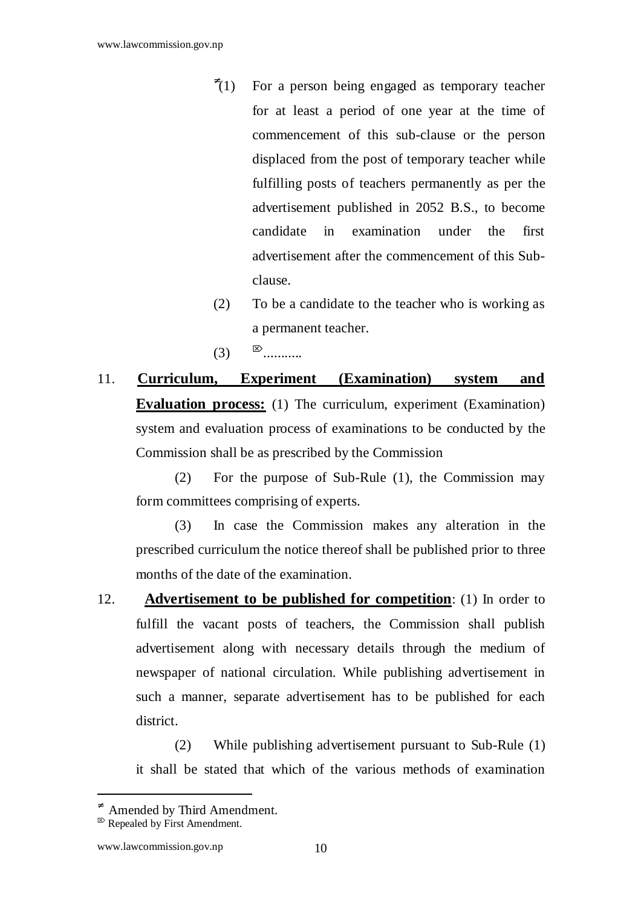≠(1) For a person being engaged as temporary teacher for at least a period of one year at the time of commencement of this sub-clause or the person displaced from the post of temporary teacher while fulfilling posts of teachers permanently as per the advertisement published in 2052 B.S., to become candidate in examination under the first advertisement after the commencement of this Sub-clause.

(2) To be a candidate to the teacher who is working as a permanent teacher.

(3) ⌦...........

11. **Curriculum, Experiment (Examination) system and Evaluation process:** (1) The curriculum, experiment (Examination) system and evaluation process of examinations to be conducted by the Commission shall be as prescribed by the Commission

(2) For the purpose of Sub-Rule (1), the Commission may form committees comprising of experts.

(3) In case the Commission makes any alteration in the prescribed curriculum the notice thereof shall be published prior to three months of the date of the examination.

12. **Advertisement to be published for competition**: (1) In order to fulfill the vacant posts of teachers, the Commission shall publish advertisement along with necessary details through the medium of newspaper of national circulation. While publishing advertisement in such a manner, separate advertisement has to be published for each district.

(2) While publishing advertisement pursuant to Sub-Rule (1) it shall be stated that which of the various methods of examination

---

≠ Amended by Third Amendment.

⌦ Repealed by First Amendment.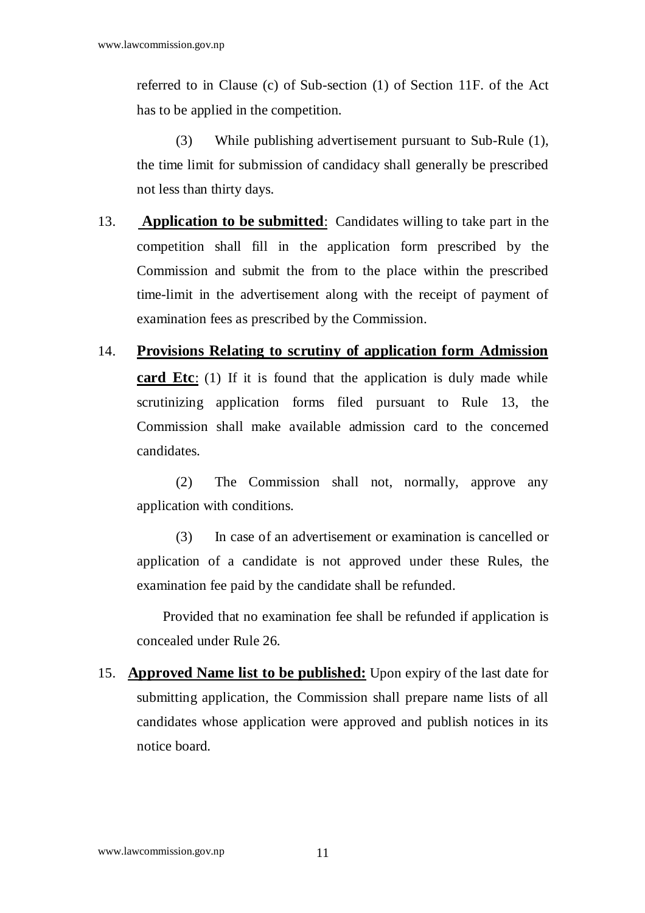referred to in Clause (c) of Sub-section (1) of Section 11F. of the Act has to be applied in the competition.

(3) While publishing advertisement pursuant to Sub-Rule (1), the time limit for submission of candidacy shall generally be prescribed not less than thirty days.

13. **Application to be submitted**: Candidates willing to take part in the competition shall fill in the application form prescribed by the Commission and submit the from to the place within the prescribed time-limit in the advertisement along with the receipt of payment of examination fees as prescribed by the Commission.

14. **Provisions Relating to scrutiny of application form Admission card Etc**: (1) If it is found that the application is duly made while scrutinizing application forms filed pursuant to Rule 13, the Commission shall make available admission card to the concerned candidates.

(2) The Commission shall not, normally, approve any application with conditions.

(3) In case of an advertisement or examination is cancelled or application of a candidate is not approved under these Rules, the examination fee paid by the candidate shall be refunded.

Provided that no examination fee shall be refunded if application is concealed under Rule 26.

15. **Approved Name list to be published:** Upon expiry of the last date for submitting application, the Commission shall prepare name lists of all candidates whose application were approved and publish notices in its notice board.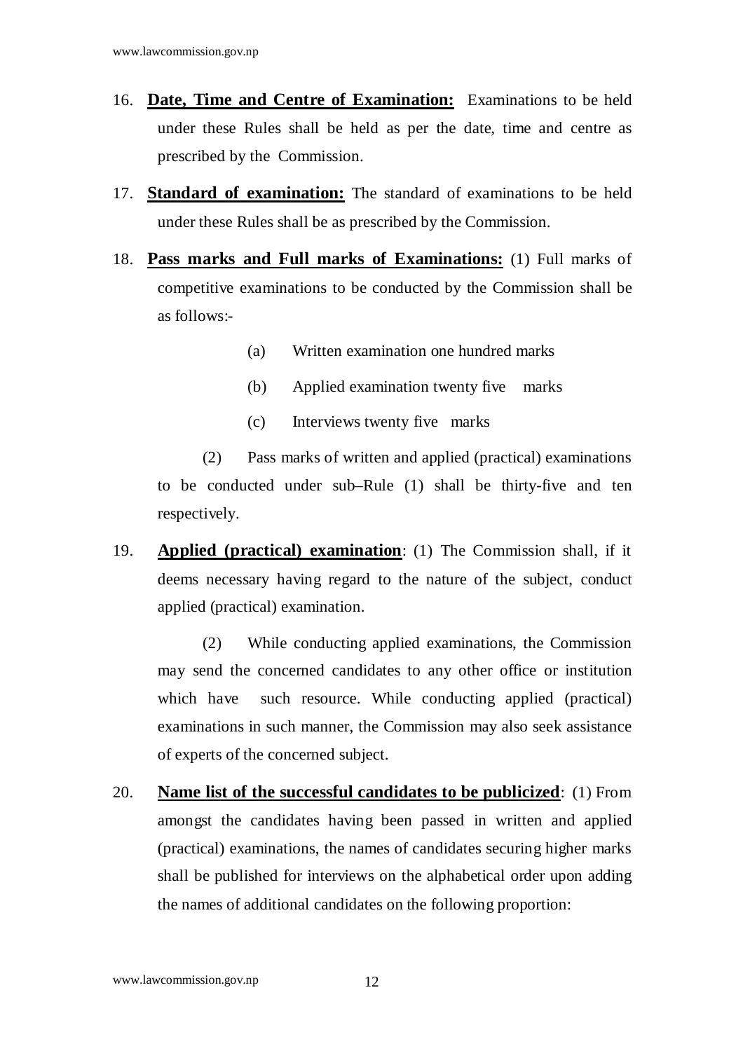16. **Date, Time and Centre of Examination:** Examinations to be held under these Rules shall be held as per the date, time and centre as prescribed by the Commission.

17. **Standard of examination:** The standard of examinations to be held under these Rules shall be as prescribed by the Commission.

18. **Pass marks and Full marks of Examinations:** (1) Full marks of competitive examinations to be conducted by the Commission shall be as follows:-

    (a) Written examination one hundred marks

    (b) Applied examination twenty five marks

    (c) Interviews twenty five marks

    (2) Pass marks of written and applied (practical) examinations to be conducted under sub–Rule (1) shall be thirty-five and ten respectively.

19. **Applied (practical) examination**: (1) The Commission shall, if it deems necessary having regard to the nature of the subject, conduct applied (practical) examination.

    (2) While conducting applied examinations, the Commission may send the concerned candidates to any other office or institution which have such resource. While conducting applied (practical) examinations in such manner, the Commission may also seek assistance of experts of the concerned subject.

20. **Name list of the successful candidates to be publicized**: (1) From amongst the candidates having been passed in written and applied (practical) examinations, the names of candidates securing higher marks shall be published for interviews on the alphabetical order upon adding the names of additional candidates on the following proportion: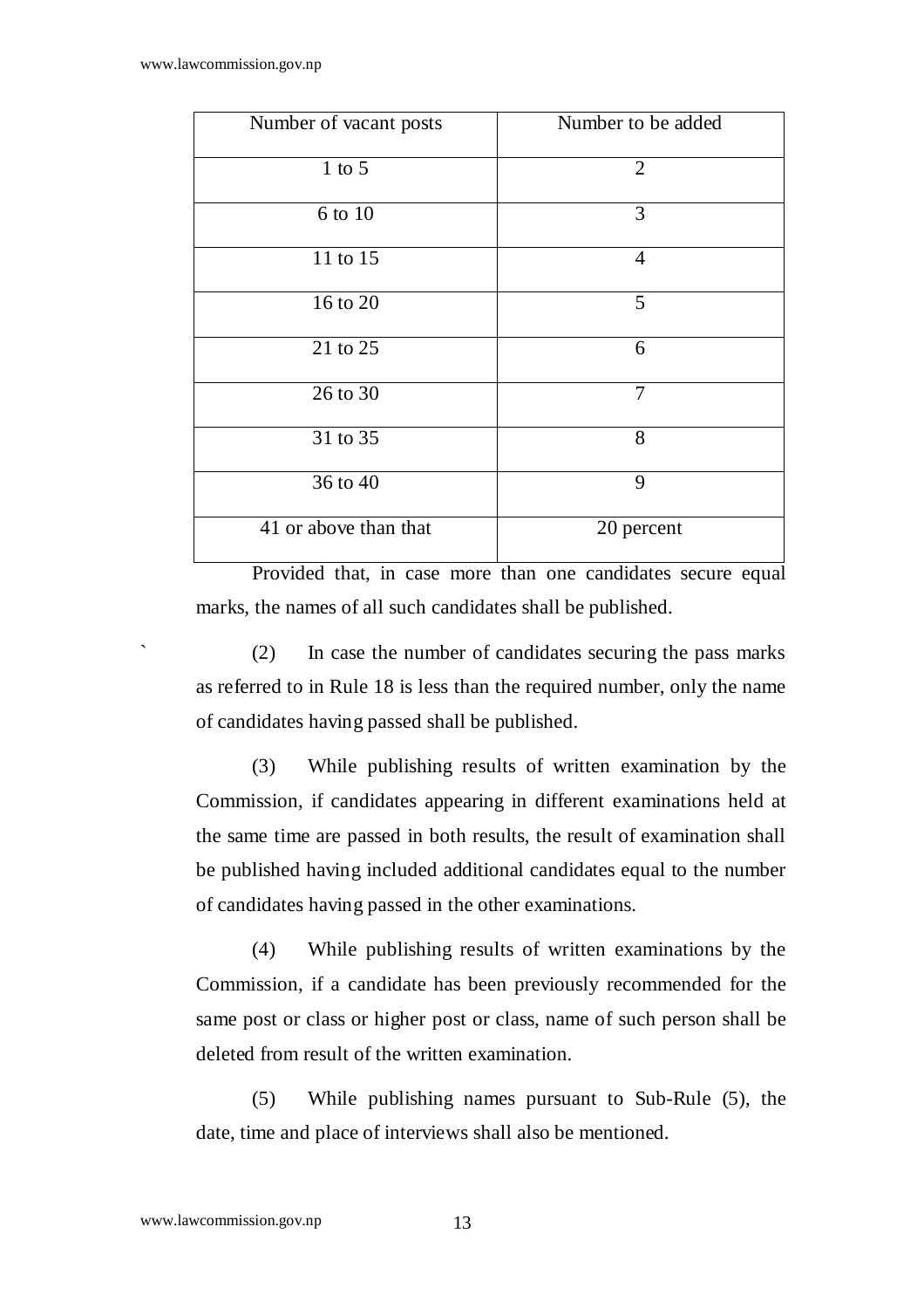| Number of vacant posts | Number to be added |
|---|---|
| 1 to 5 | 2 |
| 6 to 10 | 3 |
| 11 to 15 | 4 |
| 16 to 20 | 5 |
| 21 to 25 | 6 |
| 26 to 30 | 7 |
| 31 to 35 | 8 |
| 36 to 40 | 9 |
| 41 or above than that | 20 percent |

Provided that, in case more than one candidates secure equal marks, the names of all such candidates shall be published.

(2) In case the number of candidates securing the pass marks as referred to in Rule 18 is less than the required number, only the name of candidates having passed shall be published.

(3) While publishing results of written examination by the Commission, if candidates appearing in different examinations held at the same time are passed in both results, the result of examination shall be published having included additional candidates equal to the number of candidates having passed in the other examinations.

(4) While publishing results of written examinations by the Commission, if a candidate has been previously recommended for the same post or class or higher post or class, name of such person shall be deleted from result of the written examination.

(5) While publishing names pursuant to Sub-Rule (5), the date, time and place of interviews shall also be mentioned.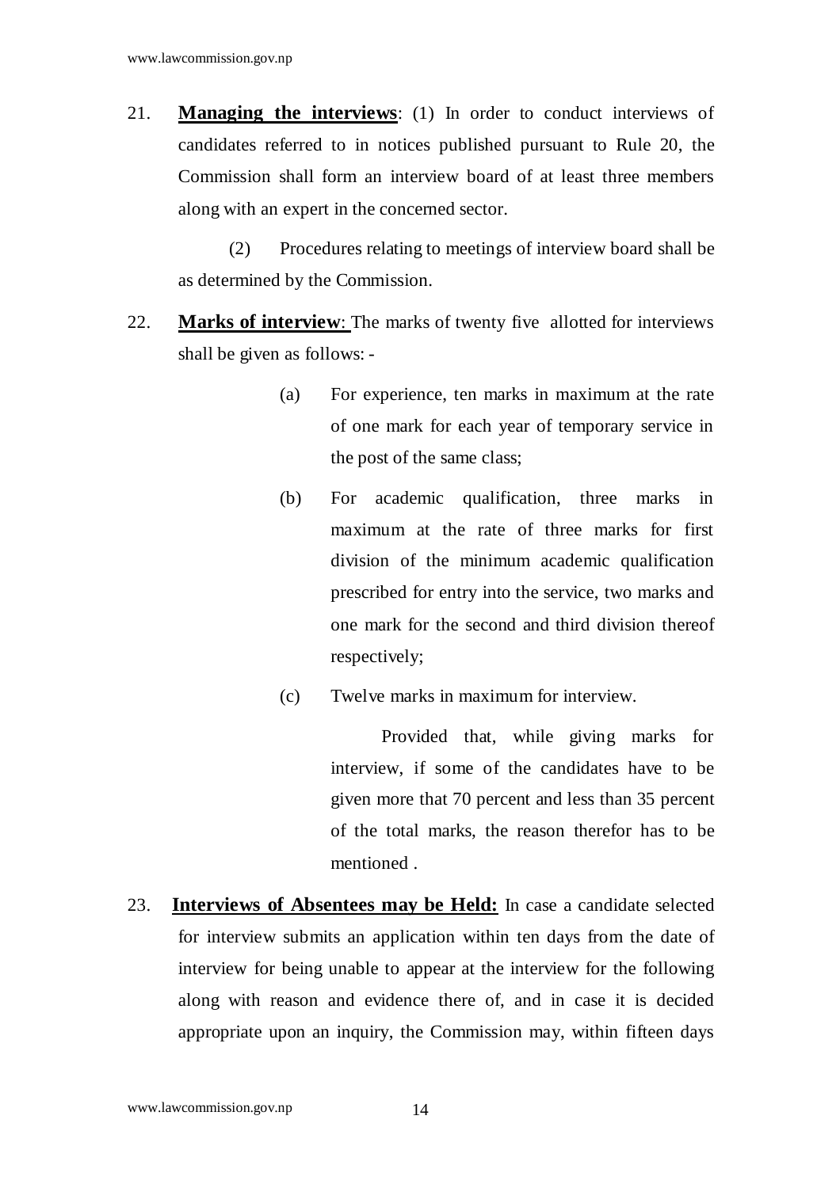21. **Managing the interviews**: (1) In order to conduct interviews of candidates referred to in notices published pursuant to Rule 20, the Commission shall form an interview board of at least three members along with an expert in the concerned sector.

    (2) Procedures relating to meetings of interview board shall be as determined by the Commission.

22. **Marks of interview**: The marks of twenty five allotted for interviews shall be given as follows: -

    (a) For experience, ten marks in maximum at the rate of one mark for each year of temporary service in the post of the same class;

    (b) For academic qualification, three marks in maximum at the rate of three marks for first division of the minimum academic qualification prescribed for entry into the service, two marks and one mark for the second and third division thereof respectively;

    (c) Twelve marks in maximum for interview.

        Provided that, while giving marks for interview, if some of the candidates have to be given more that 70 percent and less than 35 percent of the total marks, the reason therefor has to be mentioned .

23. **Interviews of Absentees may be Held:** In case a candidate selected for interview submits an application within ten days from the date of interview for being unable to appear at the interview for the following along with reason and evidence there of, and in case it is decided appropriate upon an inquiry, the Commission may, within fifteen days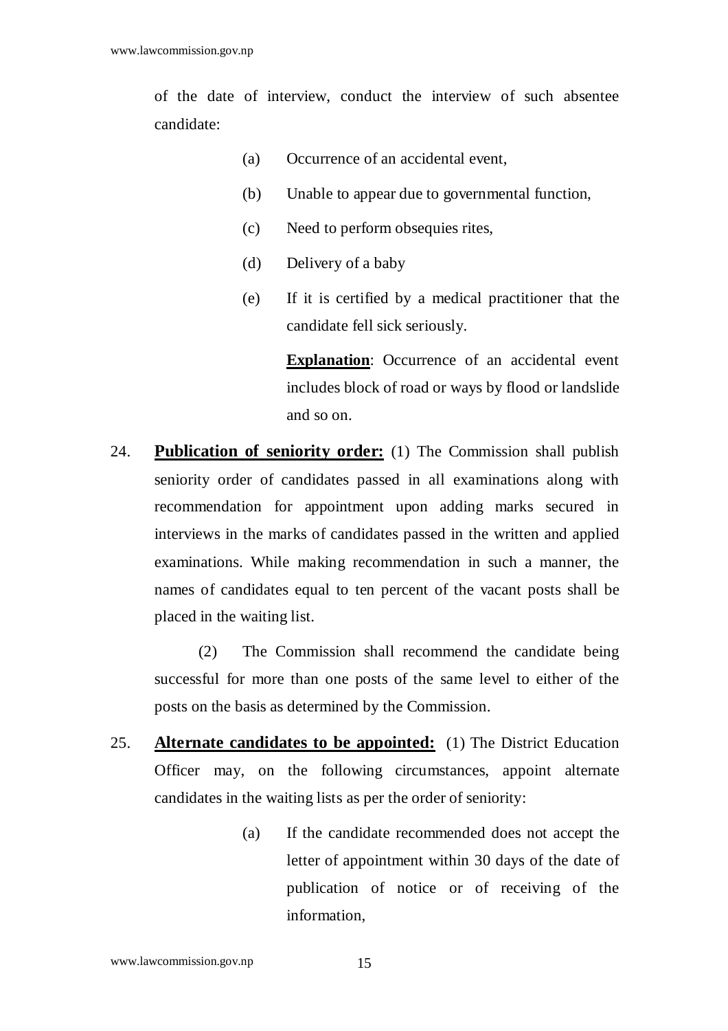of the date of interview, conduct the interview of such absentee candidate:

(a) Occurrence of an accidental event,

(b) Unable to appear due to governmental function,

(c) Need to perform obsequies rites,

(d) Delivery of a baby

(e) If it is certified by a medical practitioner that the candidate fell sick seriously.

**Explanation**: Occurrence of an accidental event includes block of road or ways by flood or landslide and so on.

24. **Publication of seniority order:** (1) The Commission shall publish seniority order of candidates passed in all examinations along with recommendation for appointment upon adding marks secured in interviews in the marks of candidates passed in the written and applied examinations. While making recommendation in such a manner, the names of candidates equal to ten percent of the vacant posts shall be placed in the waiting list.

(2) The Commission shall recommend the candidate being successful for more than one posts of the same level to either of the posts on the basis as determined by the Commission.

25. **Alternate candidates to be appointed:** (1) The District Education Officer may, on the following circumstances, appoint alternate candidates in the waiting lists as per the order of seniority:

(a) If the candidate recommended does not accept the letter of appointment within 30 days of the date of publication of notice or of receiving of the information,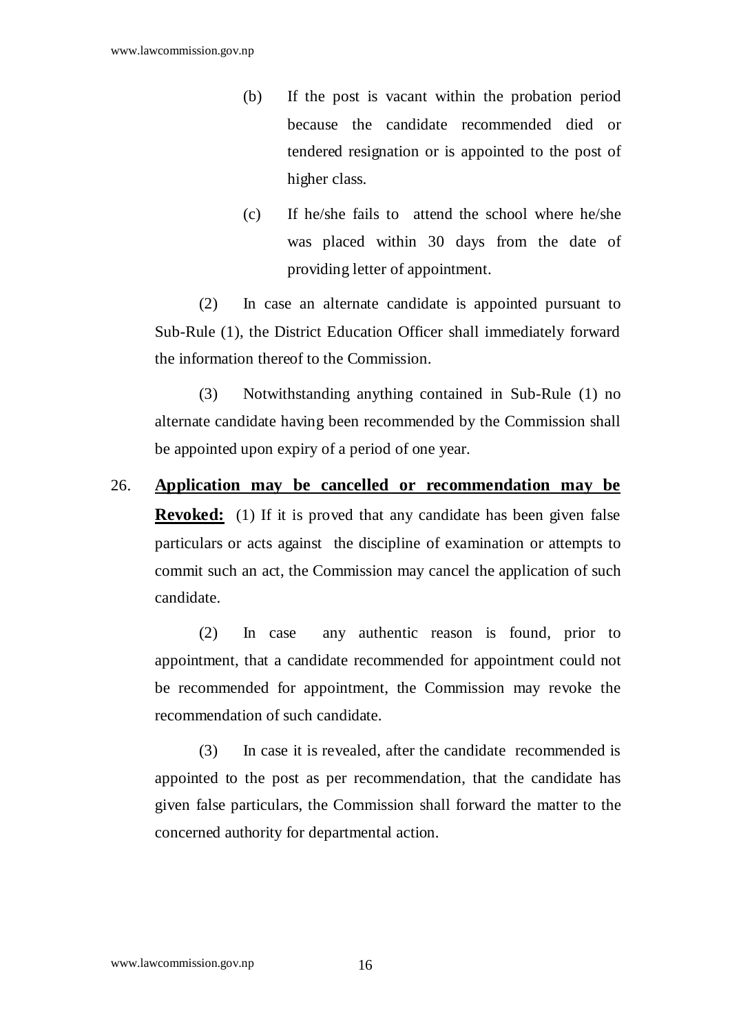(b) If the post is vacant within the probation period because the candidate recommended died or tendered resignation or is appointed to the post of higher class.

(c) If he/she fails to attend the school where he/she was placed within 30 days from the date of providing letter of appointment.

(2) In case an alternate candidate is appointed pursuant to Sub-Rule (1), the District Education Officer shall immediately forward the information thereof to the Commission.

(3) Notwithstanding anything contained in Sub-Rule (1) no alternate candidate having been recommended by the Commission shall be appointed upon expiry of a period of one year.

26. **Application may be cancelled or recommendation may be Revoked:** (1) If it is proved that any candidate has been given false particulars or acts against the discipline of examination or attempts to commit such an act, the Commission may cancel the application of such candidate.

(2) In case any authentic reason is found, prior to appointment, that a candidate recommended for appointment could not be recommended for appointment, the Commission may revoke the recommendation of such candidate.

(3) In case it is revealed, after the candidate recommended is appointed to the post as per recommendation, that the candidate has given false particulars, the Commission shall forward the matter to the concerned authority for departmental action.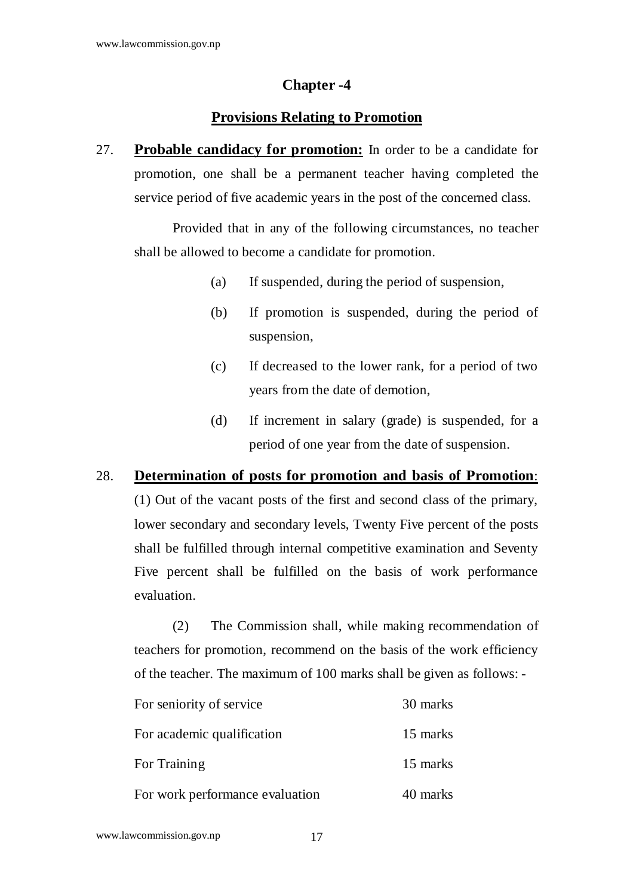## Chapter -4

## Provisions Relating to Promotion

27. **Probable candidacy for promotion:** In order to be a candidate for promotion, one shall be a permanent teacher having completed the service period of five academic years in the post of the concerned class.

Provided that in any of the following circumstances, no teacher shall be allowed to become a candidate for promotion.

(a) If suspended, during the period of suspension,

(b) If promotion is suspended, during the period of suspension,

(c) If decreased to the lower rank, for a period of two years from the date of demotion,

(d) If increment in salary (grade) is suspended, for a period of one year from the date of suspension.

28. **Determination of posts for promotion and basis of Promotion**: (1) Out of the vacant posts of the first and second class of the primary, lower secondary and secondary levels, Twenty Five percent of the posts shall be fulfilled through internal competitive examination and Seventy Five percent shall be fulfilled on the basis of work performance evaluation.

(2) The Commission shall, while making recommendation of teachers for promotion, recommend on the basis of the work efficiency of the teacher. The maximum of 100 marks shall be given as follows: -

| | |
|---|---|
| For seniority of service | 30 marks |
| For academic qualification | 15 marks |
| For Training | 15 marks |
| For work performance evaluation | 40 marks |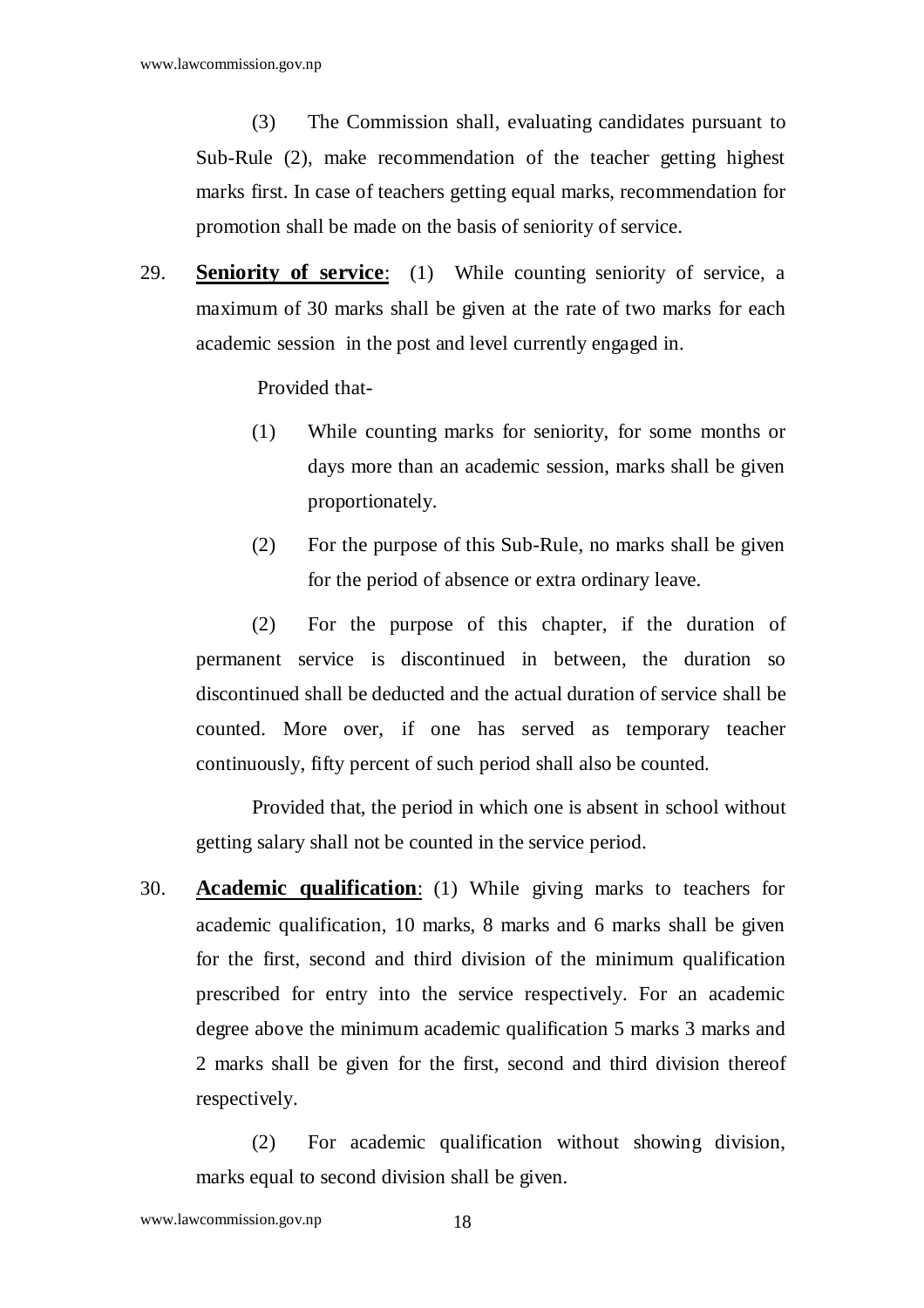(3) The Commission shall, evaluating candidates pursuant to Sub-Rule (2), make recommendation of the teacher getting highest marks first. In case of teachers getting equal marks, recommendation for promotion shall be made on the basis of seniority of service.

29. **Seniority of service**: (1) While counting seniority of service, a maximum of 30 marks shall be given at the rate of two marks for each academic session in the post and level currently engaged in.

Provided that-

(1) While counting marks for seniority, for some months or days more than an academic session, marks shall be given proportionately.

(2) For the purpose of this Sub-Rule, no marks shall be given for the period of absence or extra ordinary leave.

(2) For the purpose of this chapter, if the duration of permanent service is discontinued in between, the duration so discontinued shall be deducted and the actual duration of service shall be counted. More over, if one has served as temporary teacher continuously, fifty percent of such period shall also be counted.

Provided that, the period in which one is absent in school without getting salary shall not be counted in the service period.

30. **Academic qualification**: (1) While giving marks to teachers for academic qualification, 10 marks, 8 marks and 6 marks shall be given for the first, second and third division of the minimum qualification prescribed for entry into the service respectively. For an academic degree above the minimum academic qualification 5 marks 3 marks and 2 marks shall be given for the first, second and third division thereof respectively.

(2) For academic qualification without showing division, marks equal to second division shall be given.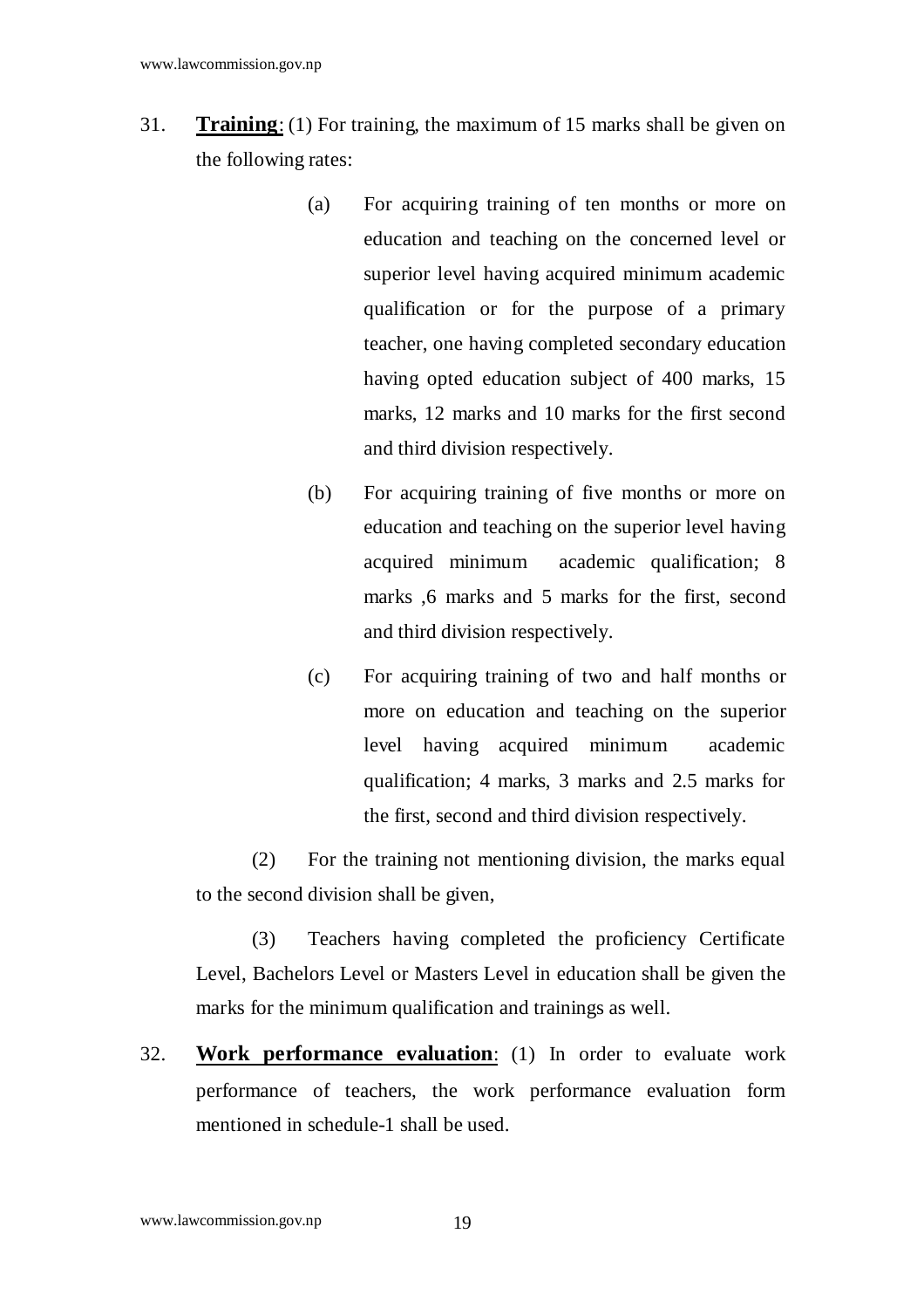31. **Training**: (1) For training, the maximum of 15 marks shall be given on the following rates:

> (a) For acquiring training of ten months or more on education and teaching on the concerned level or superior level having acquired minimum academic qualification or for the purpose of a primary teacher, one having completed secondary education having opted education subject of 400 marks, 15 marks, 12 marks and 10 marks for the first second and third division respectively.
>
> (b) For acquiring training of five months or more on education and teaching on the superior level having acquired minimum academic qualification; 8 marks ,6 marks and 5 marks for the first, second and third division respectively.
>
> (c) For acquiring training of two and half months or more on education and teaching on the superior level having acquired minimum academic qualification; 4 marks, 3 marks and 2.5 marks for the first, second and third division respectively.

(2) For the training not mentioning division, the marks equal to the second division shall be given,

(3) Teachers having completed the proficiency Certificate Level, Bachelors Level or Masters Level in education shall be given the marks for the minimum qualification and trainings as well.

32. **Work performance evaluation**: (1) In order to evaluate work performance of teachers, the work performance evaluation form mentioned in schedule-1 shall be used.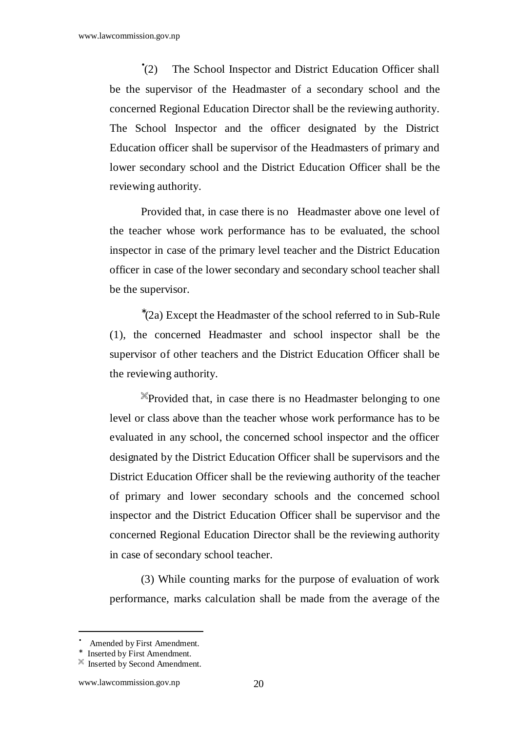•(2) The School Inspector and District Education Officer shall be the supervisor of the Headmaster of a secondary school and the concerned Regional Education Director shall be the reviewing authority. The School Inspector and the officer designated by the District Education officer shall be supervisor of the Headmasters of primary and lower secondary school and the District Education Officer shall be the reviewing authority.

Provided that, in case there is no Headmaster above one level of the teacher whose work performance has to be evaluated, the school inspector in case of the primary level teacher and the District Education officer in case of the lower secondary and secondary school teacher shall be the supervisor.

*(2a) Except the Headmaster of the school referred to in Sub-Rule (1), the concerned Headmaster and school inspector shall be the supervisor of other teachers and the District Education Officer shall be the reviewing authority.

※Provided that, in case there is no Headmaster belonging to one level or class above than the teacher whose work performance has to be evaluated in any school, the concerned school inspector and the officer designated by the District Education Officer shall be supervisors and the District Education Officer shall be the reviewing authority of the teacher of primary and lower secondary schools and the concerned school inspector and the District Education Officer shall be supervisor and the concerned Regional Education Director shall be the reviewing authority in case of secondary school teacher.

(3) While counting marks for the purpose of evaluation of work performance, marks calculation shall be made from the average of the

---

• Amended by First Amendment.

* Inserted by First Amendment.

※ Inserted by Second Amendment.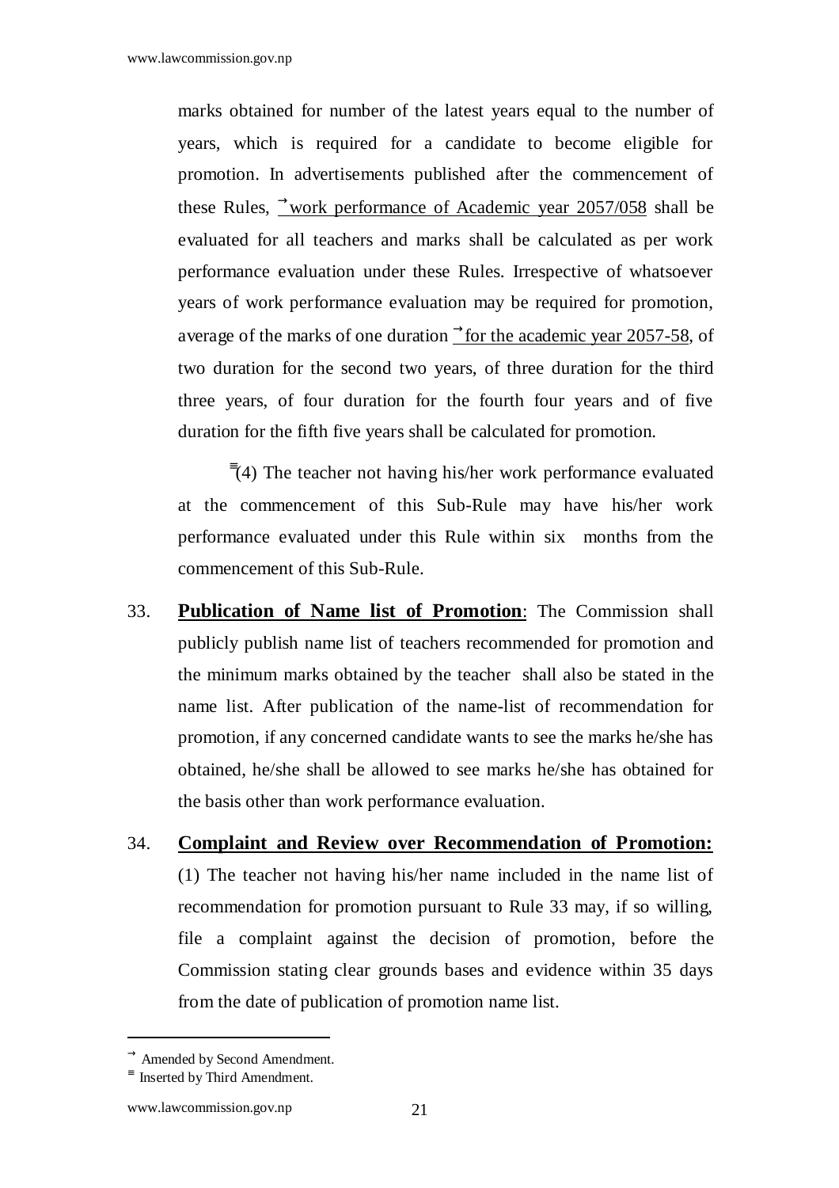marks obtained for number of the latest years equal to the number of years, which is required for a candidate to become eligible for promotion. In advertisements published after the commencement of these Rules, → work performance of Academic year 2057/058 shall be evaluated for all teachers and marks shall be calculated as per work performance evaluation under these Rules. Irrespective of whatsoever years of work performance evaluation may be required for promotion, average of the marks of one duration → for the academic year 2057-58, of two duration for the second two years, of three duration for the third three years, of four duration for the fourth four years and of five duration for the fifth five years shall be calculated for promotion.

≡(4) The teacher not having his/her work performance evaluated at the commencement of this Sub-Rule may have his/her work performance evaluated under this Rule within six months from the commencement of this Sub-Rule.

33. **Publication of Name list of Promotion**: The Commission shall publicly publish name list of teachers recommended for promotion and the minimum marks obtained by the teacher shall also be stated in the name list. After publication of the name-list of recommendation for promotion, if any concerned candidate wants to see the marks he/she has obtained, he/she shall be allowed to see marks he/she has obtained for the basis other than work performance evaluation.

34. **Complaint and Review over Recommendation of Promotion:** (1) The teacher not having his/her name included in the name list of recommendation for promotion pursuant to Rule 33 may, if so willing, file a complaint against the decision of promotion, before the Commission stating clear grounds bases and evidence within 35 days from the date of publication of promotion name list.

---

→ Amended by Second Amendment.

≡ Inserted by Third Amendment.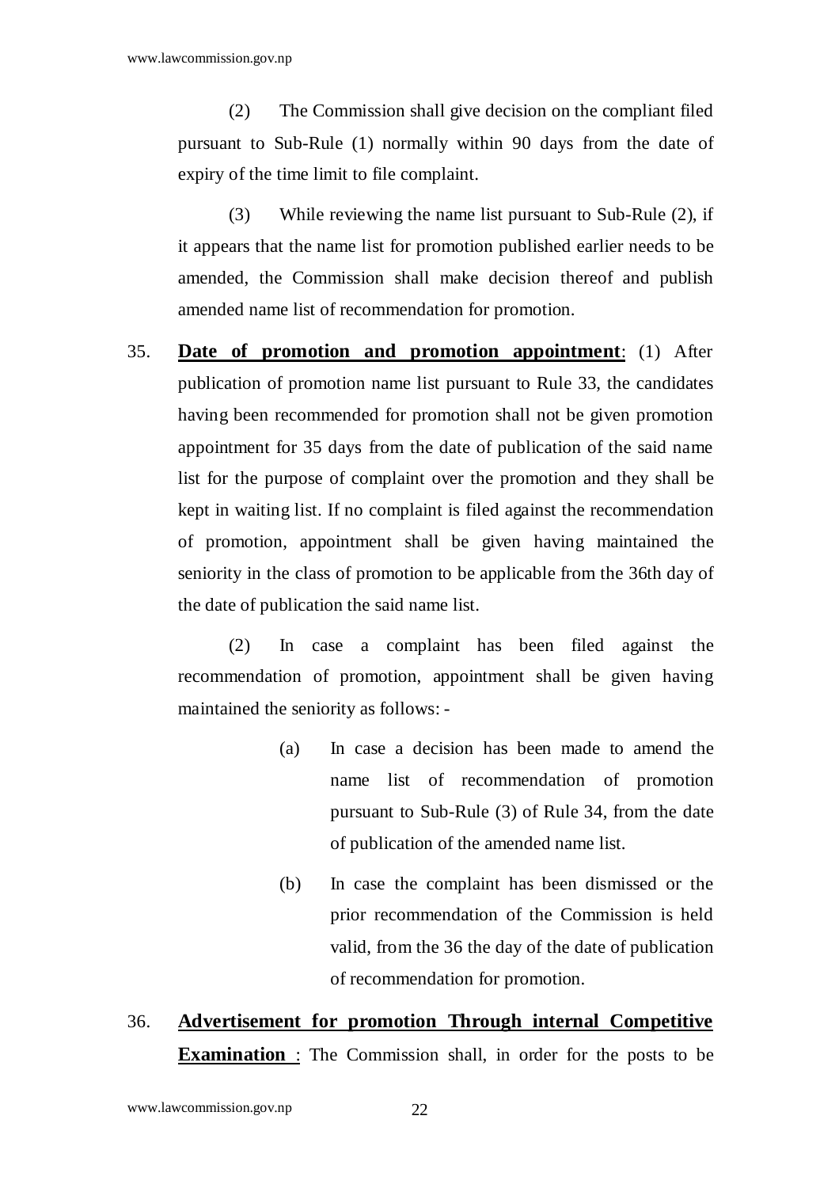(2) The Commission shall give decision on the compliant filed pursuant to Sub-Rule (1) normally within 90 days from the date of expiry of the time limit to file complaint.

(3) While reviewing the name list pursuant to Sub-Rule (2), if it appears that the name list for promotion published earlier needs to be amended, the Commission shall make decision thereof and publish amended name list of recommendation for promotion.

35. **Date of promotion and promotion appointment**: (1) After publication of promotion name list pursuant to Rule 33, the candidates having been recommended for promotion shall not be given promotion appointment for 35 days from the date of publication of the said name list for the purpose of complaint over the promotion and they shall be kept in waiting list. If no complaint is filed against the recommendation of promotion, appointment shall be given having maintained the seniority in the class of promotion to be applicable from the 36th day of the date of publication the said name list.

(2) In case a complaint has been filed against the recommendation of promotion, appointment shall be given having maintained the seniority as follows: -

(a) In case a decision has been made to amend the name list of recommendation of promotion pursuant to Sub-Rule (3) of Rule 34, from the date of publication of the amended name list.

(b) In case the complaint has been dismissed or the prior recommendation of the Commission is held valid, from the 36 the day of the date of publication of recommendation for promotion.

36. **Advertisement for promotion Through internal Competitive Examination** : The Commission shall, in order for the posts to be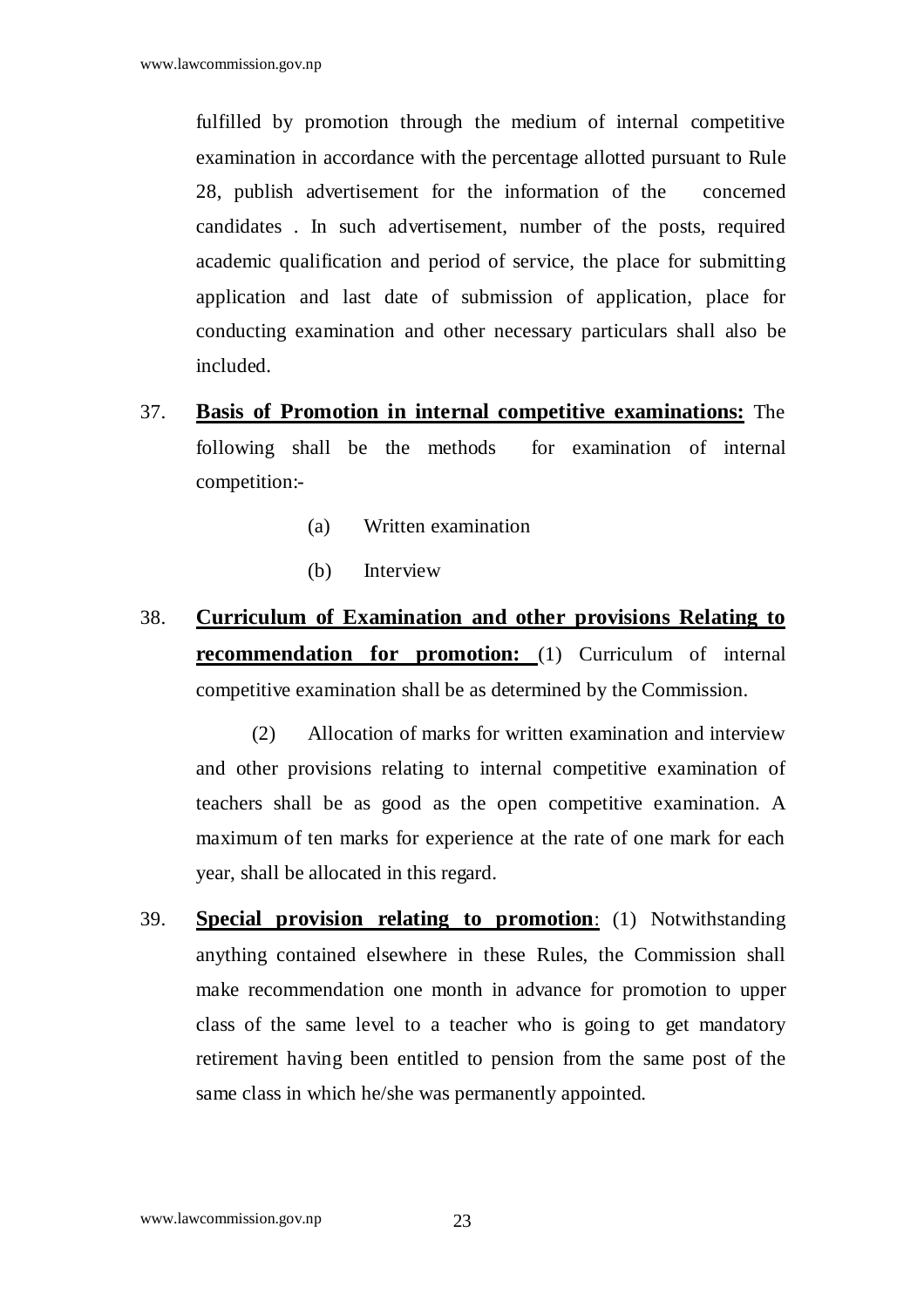fulfilled by promotion through the medium of internal competitive examination in accordance with the percentage allotted pursuant to Rule 28, publish advertisement for the information of the concerned candidates . In such advertisement, number of the posts, required academic qualification and period of service, the place for submitting application and last date of submission of application, place for conducting examination and other necessary particulars shall also be included.

37. **Basis of Promotion in internal competitive examinations:** The following shall be the methods for examination of internal competition:-

    (a) Written examination

    (b) Interview

38. **Curriculum of Examination and other provisions Relating to recommendation for promotion:** (1) Curriculum of internal competitive examination shall be as determined by the Commission.

    (2) Allocation of marks for written examination and interview and other provisions relating to internal competitive examination of teachers shall be as good as the open competitive examination. A maximum of ten marks for experience at the rate of one mark for each year, shall be allocated in this regard.

39. **Special provision relating to promotion**: (1) Notwithstanding anything contained elsewhere in these Rules, the Commission shall make recommendation one month in advance for promotion to upper class of the same level to a teacher who is going to get mandatory retirement having been entitled to pension from the same post of the same class in which he/she was permanently appointed.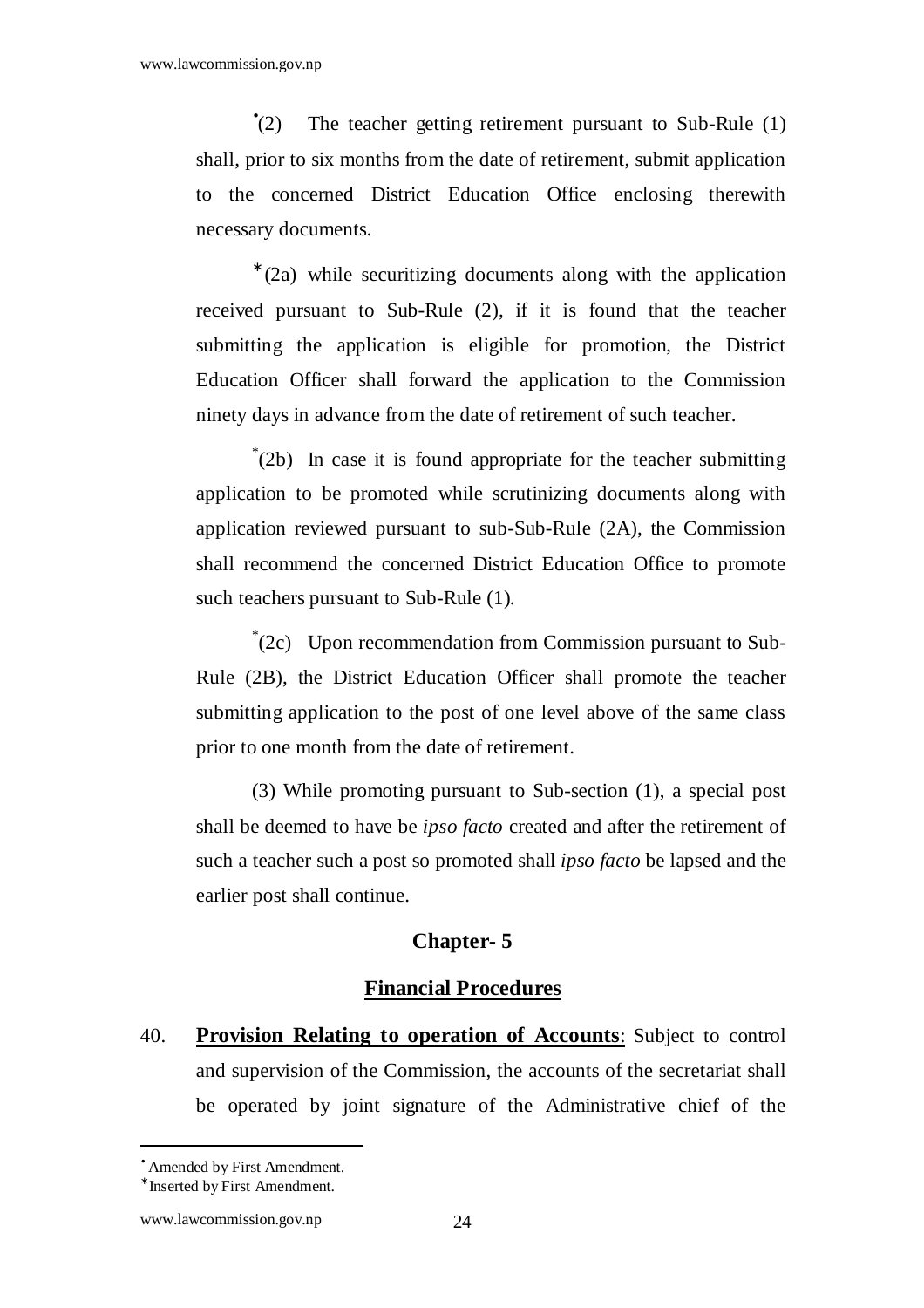•(2) The teacher getting retirement pursuant to Sub-Rule (1) shall, prior to six months from the date of retirement, submit application to the concerned District Education Office enclosing therewith necessary documents.

∗(2a) while securitizing documents along with the application received pursuant to Sub-Rule (2), if it is found that the teacher submitting the application is eligible for promotion, the District Education Officer shall forward the application to the Commission ninety days in advance from the date of retirement of such teacher.

∗(2b) In case it is found appropriate for the teacher submitting application to be promoted while scrutinizing documents along with application reviewed pursuant to sub-Sub-Rule (2A), the Commission shall recommend the concerned District Education Office to promote such teachers pursuant to Sub-Rule (1).

∗(2c) Upon recommendation from Commission pursuant to Sub-Rule (2B), the District Education Officer shall promote the teacher submitting application to the post of one level above of the same class prior to one month from the date of retirement.

(3) While promoting pursuant to Sub-section (1), a special post shall be deemed to have be *ipso facto* created and after the retirement of such a teacher such a post so promoted shall *ipso facto* be lapsed and the earlier post shall continue.

## Chapter- 5

## Financial Procedures

40. **Provision Relating to operation of Accounts**: Subject to control and supervision of the Commission, the accounts of the secretariat shall be operated by joint signature of the Administrative chief of the

---

• Amended by First Amendment.

∗ Inserted by First Amendment.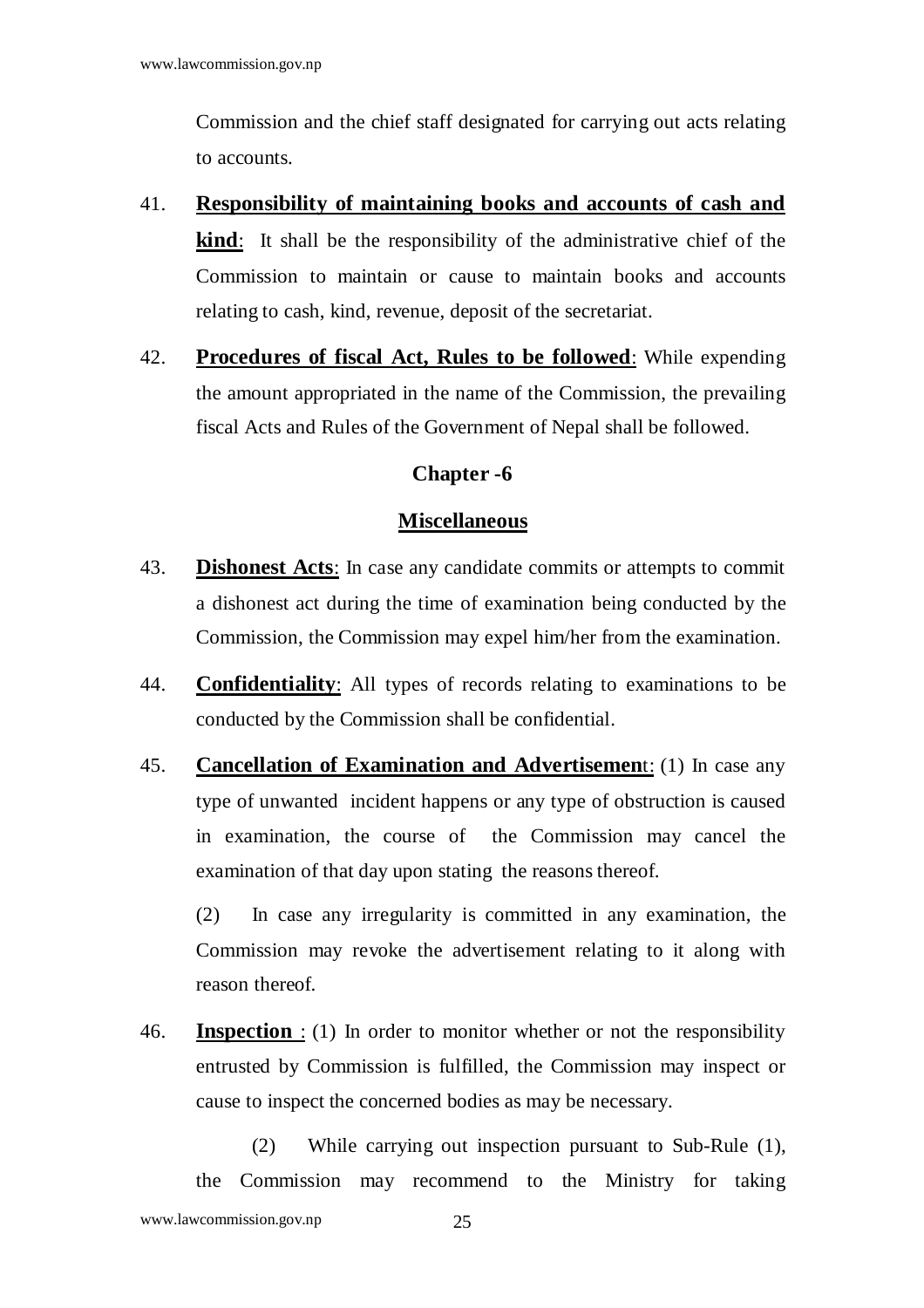Commission and the chief staff designated for carrying out acts relating to accounts.

41. **Responsibility of maintaining books and accounts of cash and kind**: It shall be the responsibility of the administrative chief of the Commission to maintain or cause to maintain books and accounts relating to cash, kind, revenue, deposit of the secretariat.

42. **Procedures of fiscal Act, Rules to be followed**: While expending the amount appropriated in the name of the Commission, the prevailing fiscal Acts and Rules of the Government of Nepal shall be followed.

## Chapter -6

## Miscellaneous

43. **Dishonest Acts**: In case any candidate commits or attempts to commit a dishonest act during the time of examination being conducted by the Commission, the Commission may expel him/her from the examination.

44. **Confidentiality**: All types of records relating to examinations to be conducted by the Commission shall be confidential.

45. **Cancellation of Examination and Advertisement**: (1) In case any type of unwanted incident happens or any type of obstruction is caused in examination, the course of the Commission may cancel the examination of that day upon stating the reasons thereof.

(2) In case any irregularity is committed in any examination, the Commission may revoke the advertisement relating to it along with reason thereof.

46. **Inspection** : (1) In order to monitor whether or not the responsibility entrusted by Commission is fulfilled, the Commission may inspect or cause to inspect the concerned bodies as may be necessary.

(2) While carrying out inspection pursuant to Sub-Rule (1), the Commission may recommend to the Ministry for taking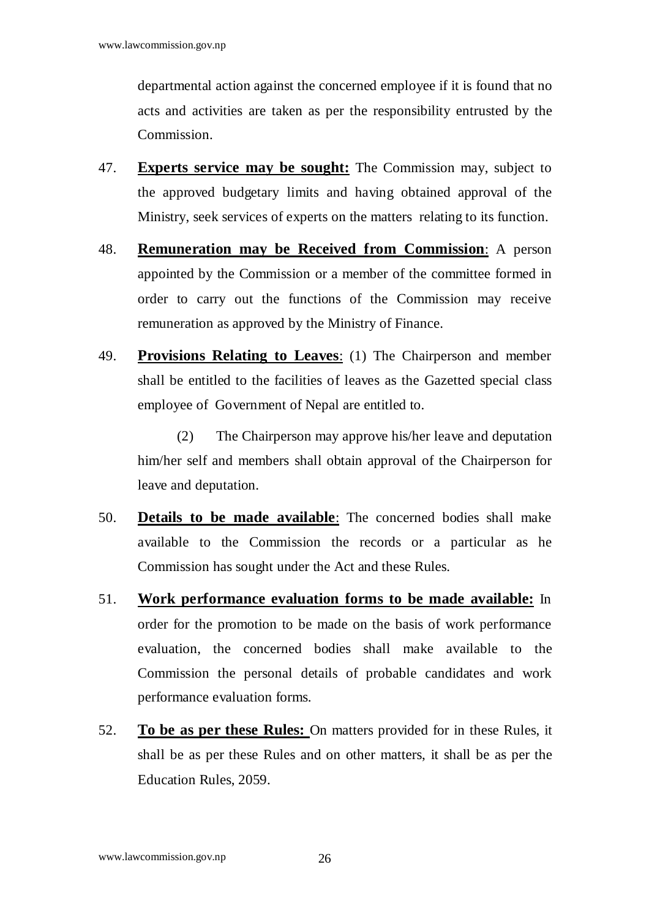departmental action against the concerned employee if it is found that no acts and activities are taken as per the responsibility entrusted by the Commission.

47. **Experts service may be sought:** The Commission may, subject to the approved budgetary limits and having obtained approval of the Ministry, seek services of experts on the matters relating to its function.

48. **Remuneration may be Received from Commission**: A person appointed by the Commission or a member of the committee formed in order to carry out the functions of the Commission may receive remuneration as approved by the Ministry of Finance.

49. **Provisions Relating to Leaves**: (1) The Chairperson and member shall be entitled to the facilities of leaves as the Gazetted special class employee of Government of Nepal are entitled to.

(2) The Chairperson may approve his/her leave and deputation him/her self and members shall obtain approval of the Chairperson for leave and deputation.

50. **Details to be made available**: The concerned bodies shall make available to the Commission the records or a particular as he Commission has sought under the Act and these Rules.

51. **Work performance evaluation forms to be made available:** In order for the promotion to be made on the basis of work performance evaluation, the concerned bodies shall make available to the Commission the personal details of probable candidates and work performance evaluation forms.

52. **To be as per these Rules:** On matters provided for in these Rules, it shall be as per these Rules and on other matters, it shall be as per the Education Rules, 2059.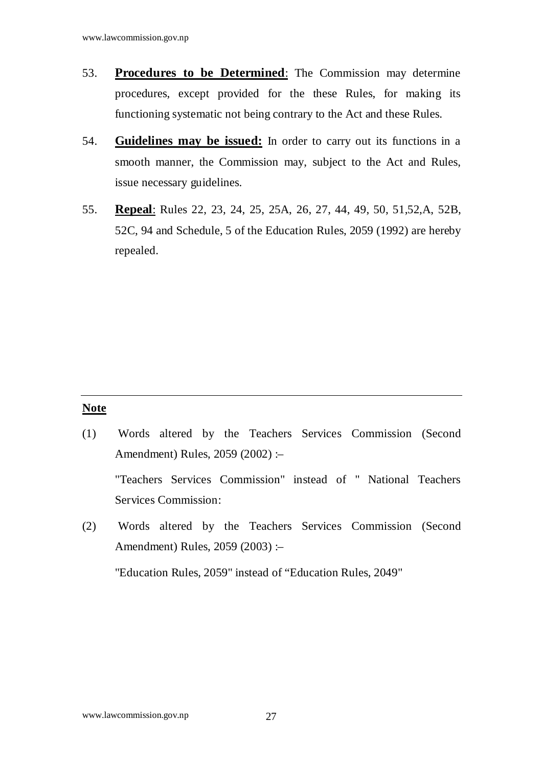53. **Procedures to be Determined**: The Commission may determine procedures, except provided for the these Rules, for making its functioning systematic not being contrary to the Act and these Rules.

54. **Guidelines may be issued:** In order to carry out its functions in a smooth manner, the Commission may, subject to the Act and Rules, issue necessary guidelines.

55. **Repeal**: Rules 22, 23, 24, 25, 25A, 26, 27, 44, 49, 50, 51,52,A, 52B, 52C, 94 and Schedule, 5 of the Education Rules, 2059 (1992) are hereby repealed.

---

**Note**

(1) Words altered by the Teachers Services Commission (Second Amendment) Rules, 2059 (2002) :–

"Teachers Services Commission" instead of " National Teachers Services Commission:

(2) Words altered by the Teachers Services Commission (Second Amendment) Rules, 2059 (2003) :–

"Education Rules, 2059" instead of “Education Rules, 2049"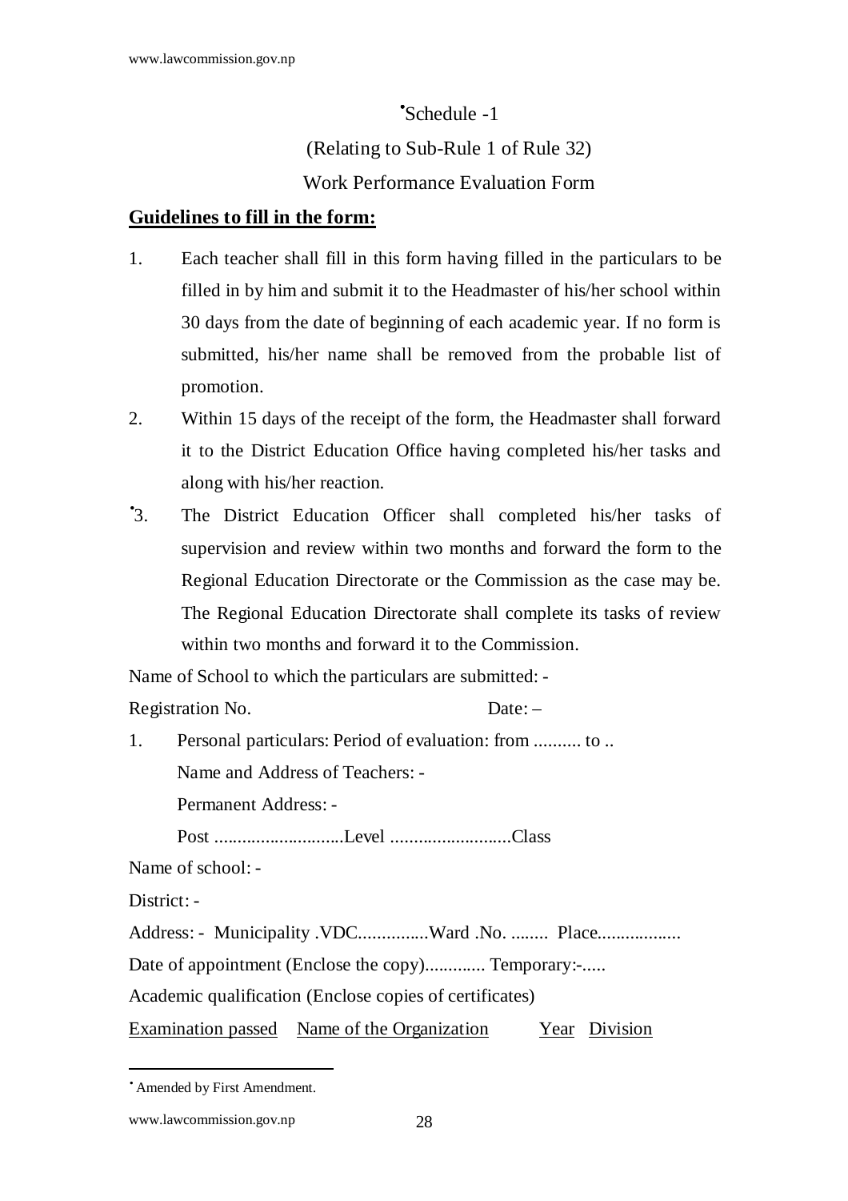[•]Schedule -1

(Relating to Sub-Rule 1 of Rule 32)

Work Performance Evaluation Form

**Guidelines to fill in the form:**

1. Each teacher shall fill in this form having filled in the particulars to be filled in by him and submit it to the Headmaster of his/her school within 30 days from the date of beginning of each academic year. If no form is submitted, his/her name shall be removed from the probable list of promotion.
2. Within 15 days of the receipt of the form, the Headmaster shall forward it to the District Education Office having completed his/her tasks and along with his/her reaction.
3. [•]The District Education Officer shall completed his/her tasks of supervision and review within two months and forward the form to the Regional Education Directorate or the Commission as the case may be. The Regional Education Directorate shall complete its tasks of review within two months and forward it to the Commission.

Name of School to which the particulars are submitted: -

Registration No. Date: –

1. Personal particulars: Period of evaluation: from .......... to ..

   Name and Address of Teachers: -

   Permanent Address: -

   Post ............................Level ..........................Class

Name of school: -

District: -

Address: - Municipality .VDC...............Ward .No. ........ Place.................

Date of appointment (Enclose the copy)............ Temporary:-.....

Academic qualification (Enclose copies of certificates)

| Examination passed | Name of the Organization | Year | Division |
|---|---|---|---|

---

[•] Amended by First Amendment.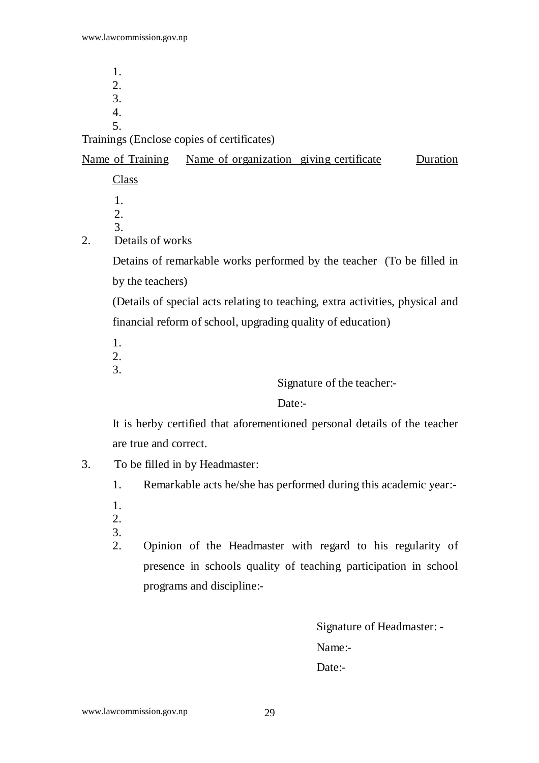1.
2.
3.
4.
5.

Trainings (Enclose copies of certificates)

Name of Training    Name of organization giving certificate    Duration

Class

1.
2.
3.

2. Details of works

Detains of remarkable works performed by the teacher (To be filled in by the teachers)

(Details of special acts relating to teaching, extra activities, physical and financial reform of school, upgrading quality of education)

1.
2.
3.

Signature of the teacher:-

Date:-

It is herby certified that aforementioned personal details of the teacher are true and correct.

3. To be filled in by Headmaster:

1. Remarkable acts he/she has performed during this academic year:-

1.
2.
3.

2. Opinion of the Headmaster with regard to his regularity of presence in schools quality of teaching participation in school programs and discipline:-

Signature of Headmaster: -

Name:-

Date:-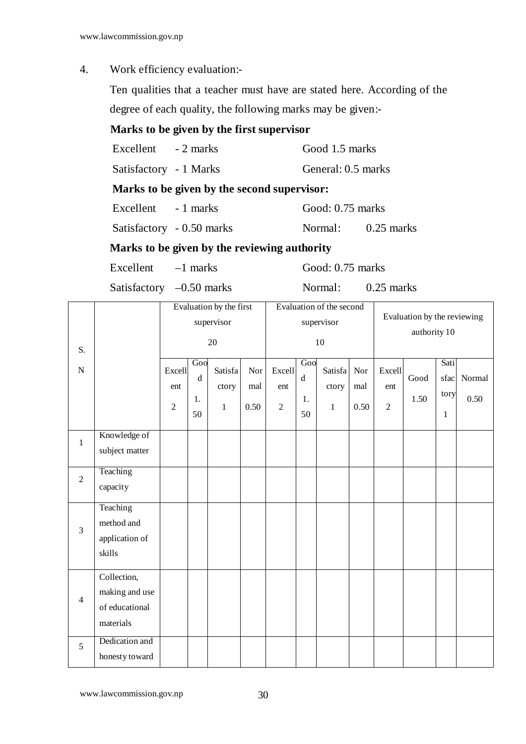4. Work efficiency evaluation:-

Ten qualities that a teacher must have are stated here. According of the degree of each quality, the following marks may be given:-

**Marks to be given by the first supervisor**

| | |
|---|---|
| Excellent - 2 marks | Good 1.5 marks |
| Satisfactory - 1 Marks | General: 0.5 marks |

**Marks to be given by the second supervisor:**

| | |
|---|---|
| Excellent - 1 marks | Good: 0.75 marks |
| Satisfactory - 0.50 marks | Normal: 0.25 marks |

**Marks to be given by the reviewing authority**

| | |
|---|---|
| Excellent –1 marks | Good: 0.75 marks |
| Satisfactory –0.50 marks | Normal: 0.25 marks |

| S. N | | Evaluation by the first supervisor 20 | | | | Evaluation of the second supervisor 10 | | | | Evaluation by the reviewing authority 10 | | | |
|---|---|---|---|---|---|---|---|---|---|---|---|---|---|
| | | Excellent 2 | Good 1.50 | Satisfactory 1 | Normal 0.50 | Excellent 2 | Good 1.50 | Satisfactory 1 | Normal 0.50 | Excellent 2 | Good 1.50 | Satisfactory 1 | Normal 0.50 |
| 1 | Knowledge of subject matter | | | | | | | | | | | | |
| 2 | Teaching capacity | | | | | | | | | | | | |
| 3 | Teaching method and application of skills | | | | | | | | | | | | |
| 4 | Collection, making and use of educational materials | | | | | | | | | | | | |
| 5 | Dedication and honesty toward | | | | | | | | | | | | |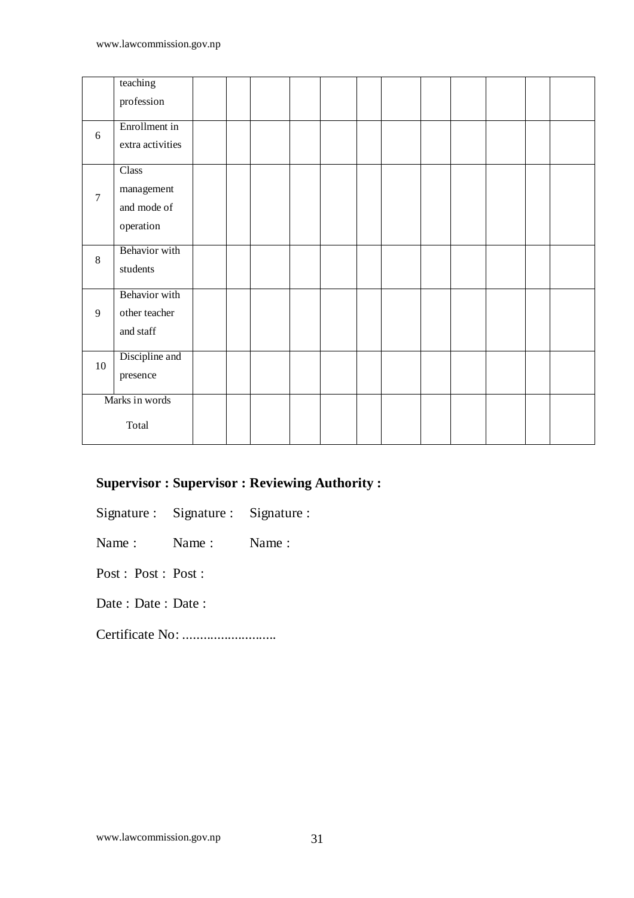| | teaching profession | | | | | | | | | | | | |
|---|---|---|---|---|---|---|---|---|---|---|---|---|---|
| 6 | Enrollment in extra activities | | | | | | | | | | | | |
| 7 | Class management and mode of operation | | | | | | | | | | | | |
| 8 | Behavior with students | | | | | | | | | | | | |
| 9 | Behavior with other teacher and staff | | | | | | | | | | | | |
| 10 | Discipline and presence | | | | | | | | | | | | |
| Marks in words Total | | | | | | | | | | | | | |

**Supervisor : Supervisor : Reviewing Authority :**

Signature : Signature : Signature :

Name : Name : Name :

Post : Post : Post :

Date : Date : Date :

Certificate No: ...........................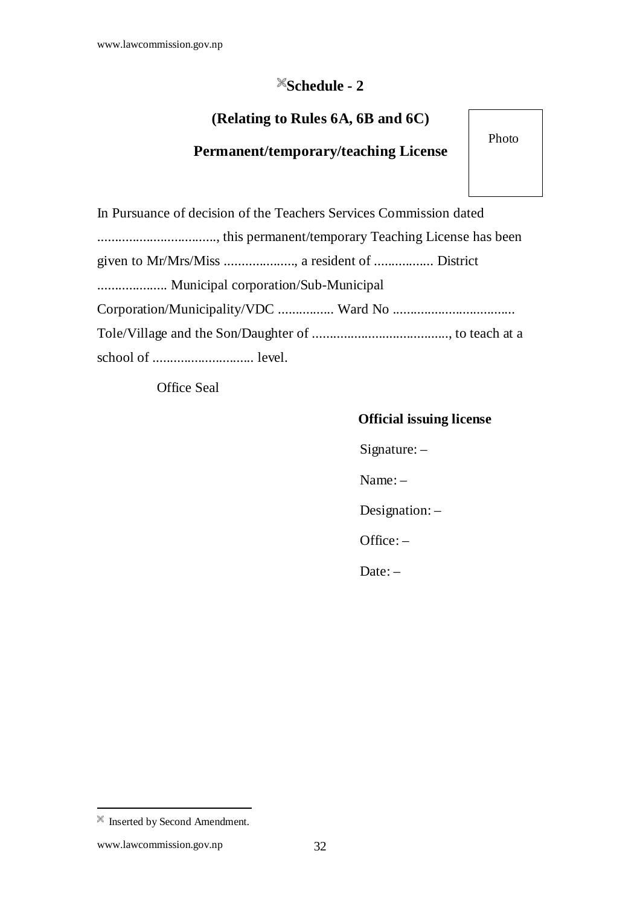## ✗Schedule - 2

**(Relating to Rules 6A, 6B and 6C)**

**Permanent/temporary/teaching License**

Photo

In Pursuance of decision of the Teachers Services Commission dated .................................., this permanent/temporary Teaching License has been given to Mr/Mrs/Miss ...................., a resident of ................. District .................... Municipal corporation/Sub-Municipal Corporation/Municipality/VDC ................ Ward No ................................... Tole/Village and the Son/Daughter of ........................................, to teach at a school of ............................. level.

Office Seal

**Official issuing license**

Signature: –

Name: –

Designation: –

Office: –

Date: –

---

✗ Inserted by Second Amendment.